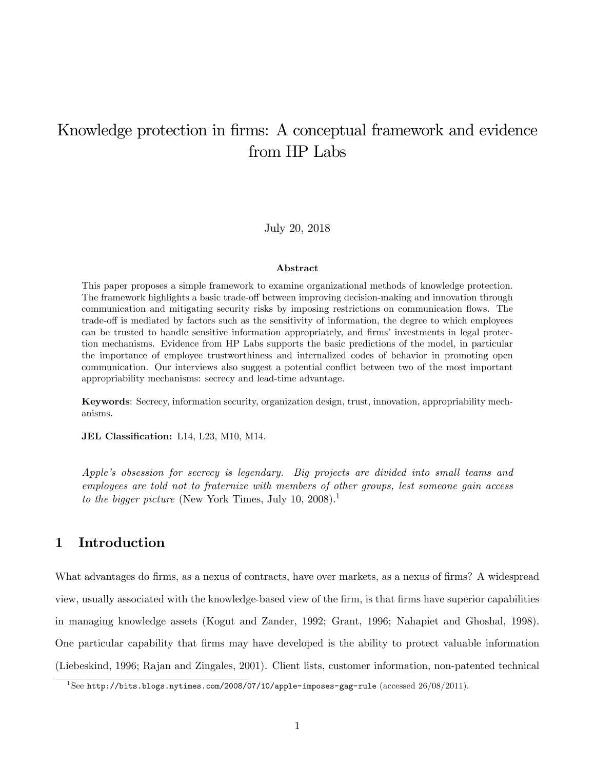# Knowledge protection in firms: A conceptual framework and evidence from HP Labs

July 20, 2018

### Abstract

This paper proposes a simple framework to examine organizational methods of knowledge protection. The framework highlights a basic trade-off between improving decision-making and innovation through communication and mitigating security risks by imposing restrictions on communication flows. The trade-off is mediated by factors such as the sensitivity of information, the degree to which employees can be trusted to handle sensitive information appropriately, and firms' investments in legal protection mechanisms. Evidence from HP Labs supports the basic predictions of the model, in particular the importance of employee trustworthiness and internalized codes of behavior in promoting open communication. Our interviews also suggest a potential conflict between two of the most important appropriability mechanisms: secrecy and lead-time advantage.

**Keywords**: Secrecy, information security, organization design, trust, innovation, appropriability mechanisms.

**JEL Classification:** L14, L23, M10, M14.

*Apple's obsession for secrecy is legendary. Big projects are divided into small teams and employees are told not to fraternize with members of other groups, lest someone gain access to the bigger picture* (New York Times, July 10, 2008).[1]

## 1 Introduction

What advantages do firms, as a nexus of contracts, have over markets, as a nexus of firms? A widespread view, usually associated with the knowledge-based view of the firm, is that firms have superior capabilities in managing knowledge assets (Kogut and Zander, 1992; Grant, 1996; Nahapiet and Ghoshal, 1998). One particular capability that firms may have developed is the ability to protect valuable information (Liebeskind, 1996; Rajan and Zingales, 2001). Client lists, customer information, non-patented technical

[1] See http://bits.blogs.nytimes.com/2008/07/10/apple-imposes-gag-rule (accessed 26/08/2011).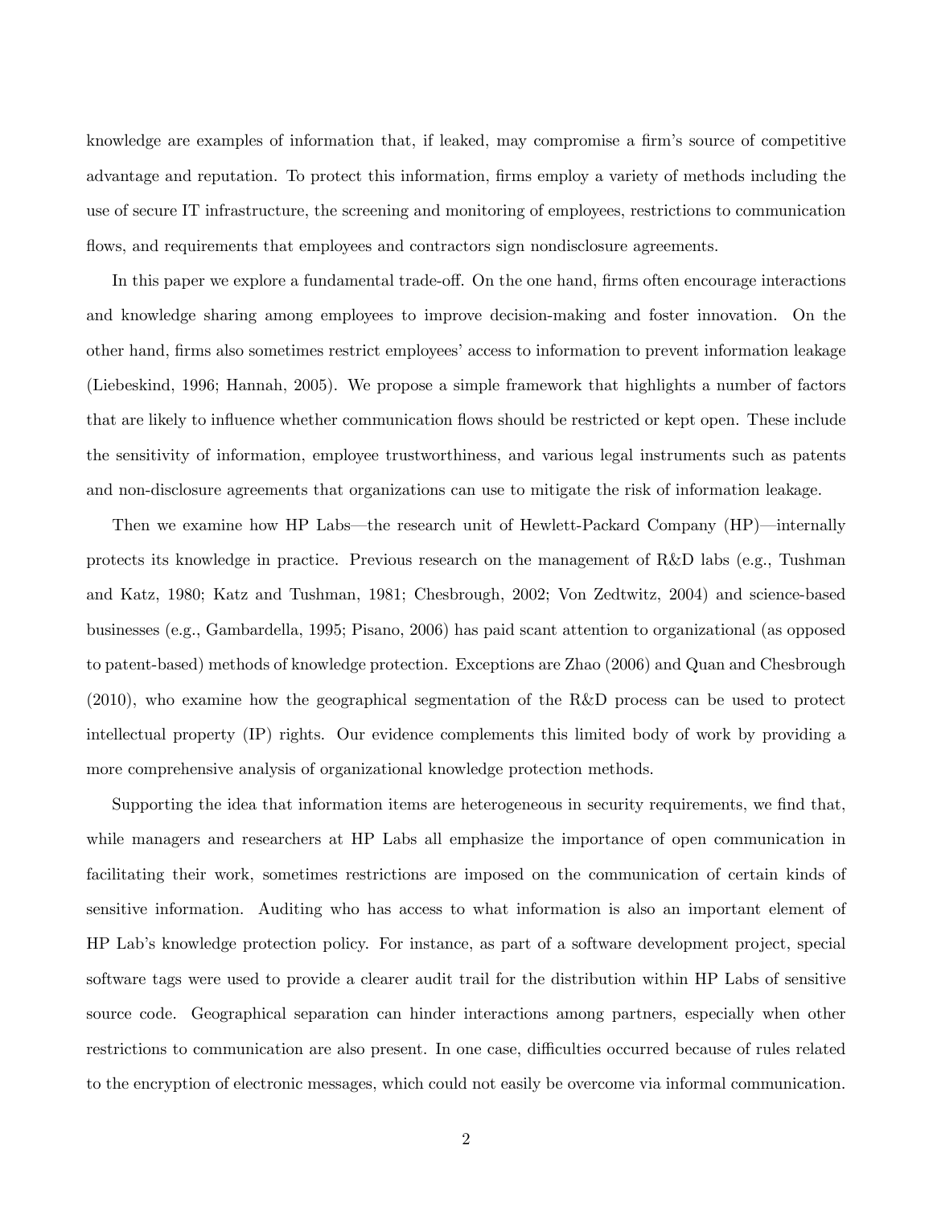knowledge are examples of information that, if leaked, may compromise a firm's source of competitive advantage and reputation. To protect this information, firms employ a variety of methods including the use of secure IT infrastructure, the screening and monitoring of employees, restrictions to communication flows, and requirements that employees and contractors sign nondisclosure agreements.

In this paper we explore a fundamental trade-off. On the one hand, firms often encourage interactions and knowledge sharing among employees to improve decision-making and foster innovation. On the other hand, firms also sometimes restrict employees' access to information to prevent information leakage (Liebeskind, 1996; Hannah, 2005). We propose a simple framework that highlights a number of factors that are likely to influence whether communication flows should be restricted or kept open. These include the sensitivity of information, employee trustworthiness, and various legal instruments such as patents and non-disclosure agreements that organizations can use to mitigate the risk of information leakage.

Then we examine how HP Labs—the research unit of Hewlett-Packard Company (HP)—internally protects its knowledge in practice. Previous research on the management of R&D labs (e.g., Tushman and Katz, 1980; Katz and Tushman, 1981; Chesbrough, 2002; Von Zedtwitz, 2004) and science-based businesses (e.g., Gambardella, 1995; Pisano, 2006) has paid scant attention to organizational (as opposed to patent-based) methods of knowledge protection. Exceptions are Zhao (2006) and Quan and Chesbrough (2010), who examine how the geographical segmentation of the R&D process can be used to protect intellectual property (IP) rights. Our evidence complements this limited body of work by providing a more comprehensive analysis of organizational knowledge protection methods.

Supporting the idea that information items are heterogeneous in security requirements, we find that, while managers and researchers at HP Labs all emphasize the importance of open communication in facilitating their work, sometimes restrictions are imposed on the communication of certain kinds of sensitive information. Auditing who has access to what information is also an important element of HP Lab's knowledge protection policy. For instance, as part of a software development project, special software tags were used to provide a clearer audit trail for the distribution within HP Labs of sensitive source code. Geographical separation can hinder interactions among partners, especially when other restrictions to communication are also present. In one case, difficulties occurred because of rules related to the encryption of electronic messages, which could not easily be overcome via informal communication.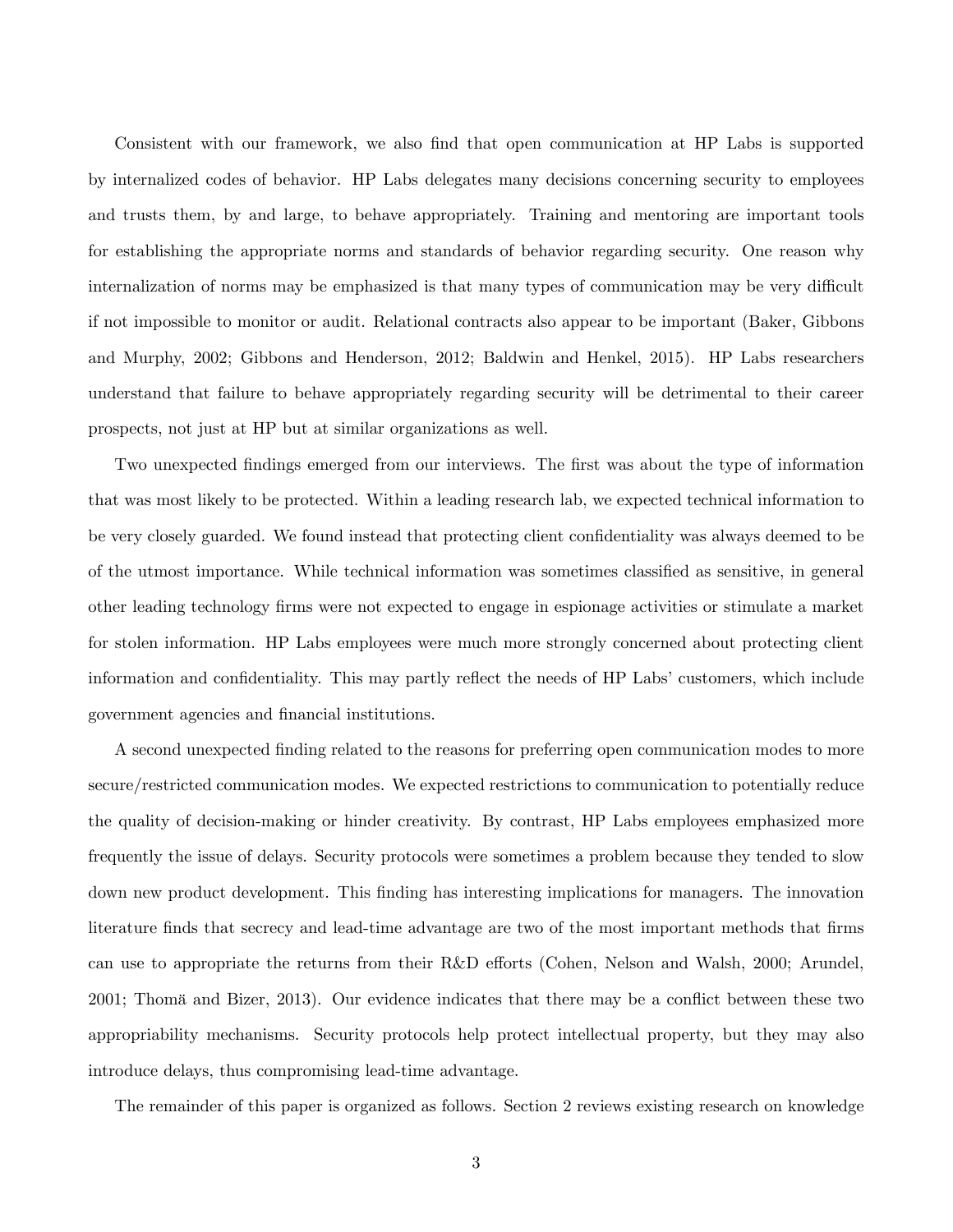Consistent with our framework, we also find that open communication at HP Labs is supported by internalized codes of behavior. HP Labs delegates many decisions concerning security to employees and trusts them, by and large, to behave appropriately. Training and mentoring are important tools for establishing the appropriate norms and standards of behavior regarding security. One reason why internalization of norms may be emphasized is that many types of communication may be very difficult if not impossible to monitor or audit. Relational contracts also appear to be important (Baker, Gibbons and Murphy, 2002; Gibbons and Henderson, 2012; Baldwin and Henkel, 2015). HP Labs researchers understand that failure to behave appropriately regarding security will be detrimental to their career prospects, not just at HP but at similar organizations as well.

Two unexpected findings emerged from our interviews. The first was about the type of information that was most likely to be protected. Within a leading research lab, we expected technical information to be very closely guarded. We found instead that protecting client confidentiality was always deemed to be of the utmost importance. While technical information was sometimes classified as sensitive, in general other leading technology firms were not expected to engage in espionage activities or stimulate a market for stolen information. HP Labs employees were much more strongly concerned about protecting client information and confidentiality. This may partly reflect the needs of HP Labs' customers, which include government agencies and financial institutions.

A second unexpected finding related to the reasons for preferring open communication modes to more secure/restricted communication modes. We expected restrictions to communication to potentially reduce the quality of decision-making or hinder creativity. By contrast, HP Labs employees emphasized more frequently the issue of delays. Security protocols were sometimes a problem because they tended to slow down new product development. This finding has interesting implications for managers. The innovation literature finds that secrecy and lead-time advantage are two of the most important methods that firms can use to appropriate the returns from their R&D efforts (Cohen, Nelson and Walsh, 2000; Arundel, 2001; Thomä and Bizer, 2013). Our evidence indicates that there may be a conflict between these two appropriability mechanisms. Security protocols help protect intellectual property, but they may also introduce delays, thus compromising lead-time advantage.

The remainder of this paper is organized as follows. Section 2 reviews existing research on knowledge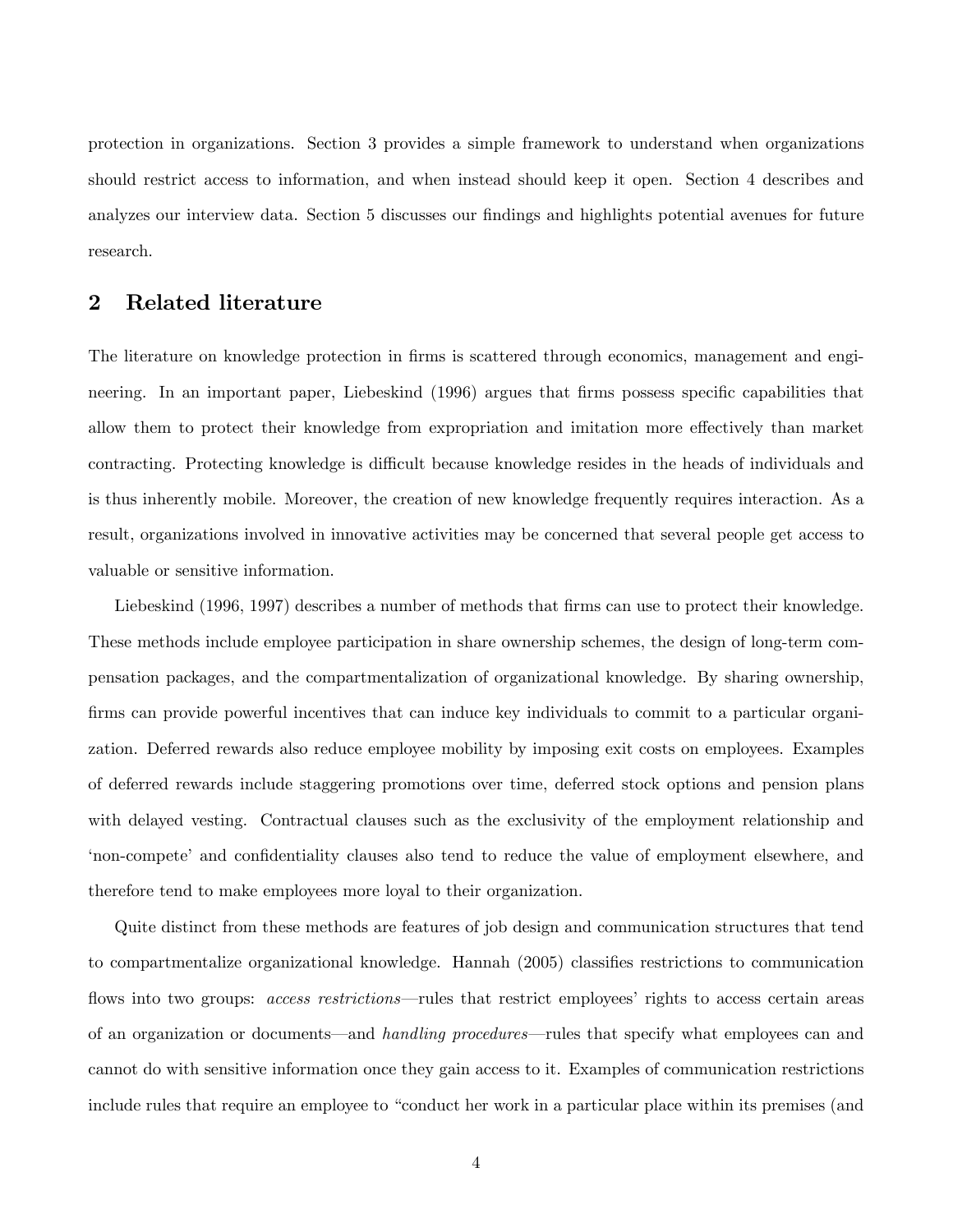protection in organizations. Section 3 provides a simple framework to understand when organizations should restrict access to information, and when instead should keep it open. Section 4 describes and analyzes our interview data. Section 5 discusses our findings and highlights potential avenues for future research.

## 2 Related literature

The literature on knowledge protection in firms is scattered through economics, management and engineering. In an important paper, Liebeskind (1996) argues that firms possess specific capabilities that allow them to protect their knowledge from expropriation and imitation more effectively than market contracting. Protecting knowledge is difficult because knowledge resides in the heads of individuals and is thus inherently mobile. Moreover, the creation of new knowledge frequently requires interaction. As a result, organizations involved in innovative activities may be concerned that several people get access to valuable or sensitive information.

Liebeskind (1996, 1997) describes a number of methods that firms can use to protect their knowledge. These methods include employee participation in share ownership schemes, the design of long-term compensation packages, and the compartmentalization of organizational knowledge. By sharing ownership, firms can provide powerful incentives that can induce key individuals to commit to a particular organization. Deferred rewards also reduce employee mobility by imposing exit costs on employees. Examples of deferred rewards include staggering promotions over time, deferred stock options and pension plans with delayed vesting. Contractual clauses such as the exclusivity of the employment relationship and 'non-compete' and confidentiality clauses also tend to reduce the value of employment elsewhere, and therefore tend to make employees more loyal to their organization.

Quite distinct from these methods are features of job design and communication structures that tend to compartmentalize organizational knowledge. Hannah (2005) classifies restrictions to communication flows into two groups: *access restrictions*—rules that restrict employees' rights to access certain areas of an organization or documents—and *handling procedures*—rules that specify what employees can and cannot do with sensitive information once they gain access to it. Examples of communication restrictions include rules that require an employee to "conduct her work in a particular place within its premises (and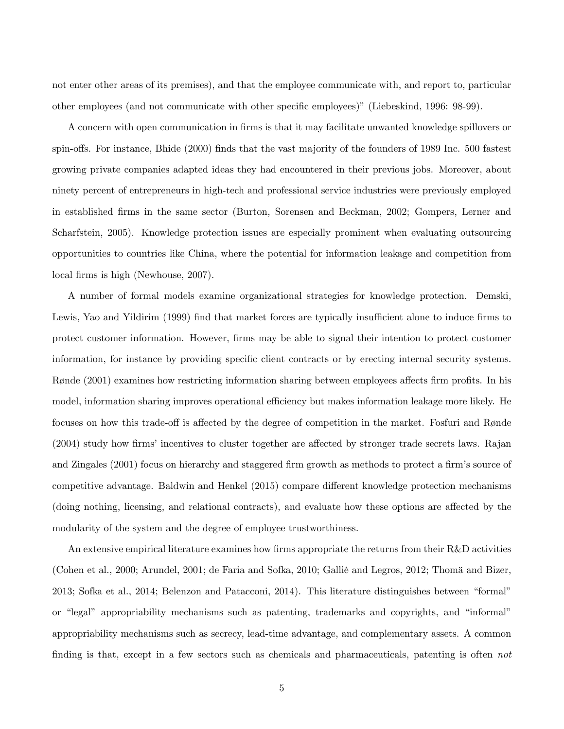not enter other areas of its premises), and that the employee communicate with, and report to, particular other employees (and not communicate with other specific employees)" (Liebeskind, 1996: 98-99).

A concern with open communication in firms is that it may facilitate unwanted knowledge spillovers or spin-offs. For instance, Bhide (2000) finds that the vast majority of the founders of 1989 Inc. 500 fastest growing private companies adapted ideas they had encountered in their previous jobs. Moreover, about ninety percent of entrepreneurs in high-tech and professional service industries were previously employed in established firms in the same sector (Burton, Sorensen and Beckman, 2002; Gompers, Lerner and Scharfstein, 2005). Knowledge protection issues are especially prominent when evaluating outsourcing opportunities to countries like China, where the potential for information leakage and competition from local firms is high (Newhouse, 2007).

A number of formal models examine organizational strategies for knowledge protection. Demski, Lewis, Yao and Yildirim (1999) find that market forces are typically insufficient alone to induce firms to protect customer information. However, firms may be able to signal their intention to protect customer information, for instance by providing specific client contracts or by erecting internal security systems. Rønde (2001) examines how restricting information sharing between employees affects firm profits. In his model, information sharing improves operational efficiency but makes information leakage more likely. He focuses on how this trade-off is affected by the degree of competition in the market. Fosfuri and Rønde (2004) study how firms' incentives to cluster together are affected by stronger trade secrets laws. Rajan and Zingales (2001) focus on hierarchy and staggered firm growth as methods to protect a firm's source of competitive advantage. Baldwin and Henkel (2015) compare different knowledge protection mechanisms (doing nothing, licensing, and relational contracts), and evaluate how these options are affected by the modularity of the system and the degree of employee trustworthiness.

An extensive empirical literature examines how firms appropriate the returns from their R&D activities (Cohen et al., 2000; Arundel, 2001; de Faria and Sofka, 2010; Gallié and Legros, 2012; Thomä and Bizer, 2013; Sofka et al., 2014; Belenzon and Patacconi, 2014). This literature distinguishes between "formal" or "legal" appropriability mechanisms such as patenting, trademarks and copyrights, and "informal" appropriability mechanisms such as secrecy, lead-time advantage, and complementary assets. A common finding is that, except in a few sectors such as chemicals and pharmaceuticals, patenting is often *not*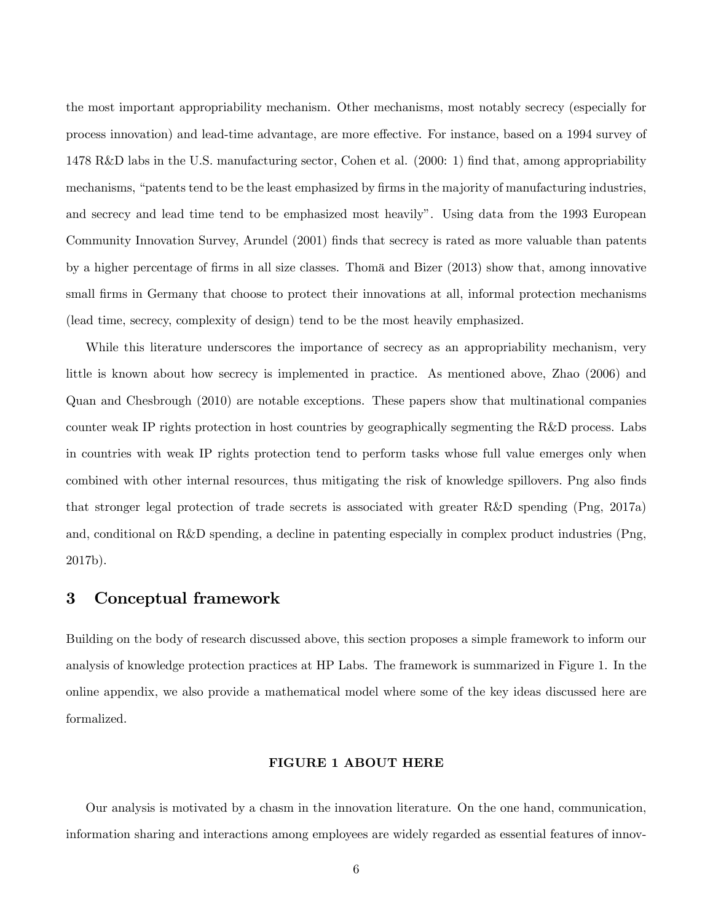the most important appropriability mechanism. Other mechanisms, most notably secrecy (especially for process innovation) and lead-time advantage, are more effective. For instance, based on a 1994 survey of 1478 R&D labs in the U.S. manufacturing sector, Cohen et al. (2000: 1) find that, among appropriability mechanisms, "patents tend to be the least emphasized by firms in the majority of manufacturing industries, and secrecy and lead time tend to be emphasized most heavily". Using data from the 1993 European Community Innovation Survey, Arundel (2001) finds that secrecy is rated as more valuable than patents by a higher percentage of firms in all size classes. Thomä and Bizer (2013) show that, among innovative small firms in Germany that choose to protect their innovations at all, informal protection mechanisms (lead time, secrecy, complexity of design) tend to be the most heavily emphasized.

While this literature underscores the importance of secrecy as an appropriability mechanism, very little is known about how secrecy is implemented in practice. As mentioned above, Zhao (2006) and Quan and Chesbrough (2010) are notable exceptions. These papers show that multinational companies counter weak IP rights protection in host countries by geographically segmenting the R&D process. Labs in countries with weak IP rights protection tend to perform tasks whose full value emerges only when combined with other internal resources, thus mitigating the risk of knowledge spillovers. Png also finds that stronger legal protection of trade secrets is associated with greater R&D spending (Png, 2017a) and, conditional on R&D spending, a decline in patenting especially in complex product industries (Png, 2017b).

# 3 Conceptual framework

Building on the body of research discussed above, this section proposes a simple framework to inform our analysis of knowledge protection practices at HP Labs. The framework is summarized in Figure 1. In the online appendix, we also provide a mathematical model where some of the key ideas discussed here are formalized.

**FIGURE 1 ABOUT HERE**

Our analysis is motivated by a chasm in the innovation literature. On the one hand, communication, information sharing and interactions among employees are widely regarded as essential features of innov-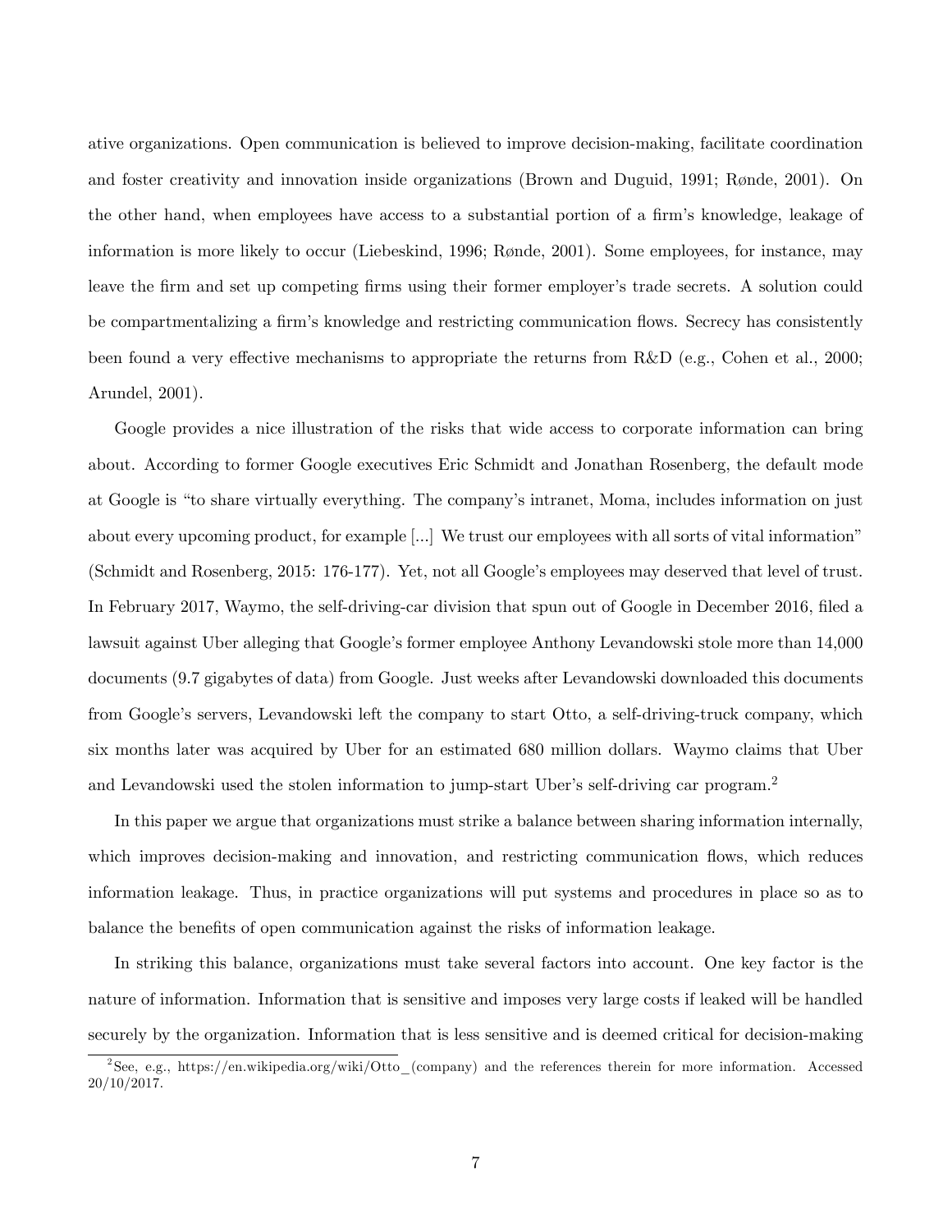ative organizations. Open communication is believed to improve decision-making, facilitate coordination and foster creativity and innovation inside organizations (Brown and Duguid, 1991; Rønde, 2001). On the other hand, when employees have access to a substantial portion of a firm's knowledge, leakage of information is more likely to occur (Liebeskind, 1996; Rønde, 2001). Some employees, for instance, may leave the firm and set up competing firms using their former employer's trade secrets. A solution could be compartmentalizing a firm's knowledge and restricting communication flows. Secrecy has consistently been found a very effective mechanisms to appropriate the returns from R&D (e.g., Cohen et al., 2000; Arundel, 2001).

Google provides a nice illustration of the risks that wide access to corporate information can bring about. According to former Google executives Eric Schmidt and Jonathan Rosenberg, the default mode at Google is "to share virtually everything. The company's intranet, Moma, includes information on just about every upcoming product, for example [...] We trust our employees with all sorts of vital information" (Schmidt and Rosenberg, 2015: 176-177). Yet, not all Google's employees may deserved that level of trust. In February 2017, Waymo, the self-driving-car division that spun out of Google in December 2016, filed a lawsuit against Uber alleging that Google's former employee Anthony Levandowski stole more than 14,000 documents (9.7 gigabytes of data) from Google. Just weeks after Levandowski downloaded this documents from Google's servers, Levandowski left the company to start Otto, a self-driving-truck company, which six months later was acquired by Uber for an estimated 680 million dollars. Waymo claims that Uber and Levandowski used the stolen information to jump-start Uber's self-driving car program.[2]

In this paper we argue that organizations must strike a balance between sharing information internally, which improves decision-making and innovation, and restricting communication flows, which reduces information leakage. Thus, in practice organizations will put systems and procedures in place so as to balance the benefits of open communication against the risks of information leakage.

In striking this balance, organizations must take several factors into account. One key factor is the nature of information. Information that is sensitive and imposes very large costs if leaked will be handled securely by the organization. Information that is less sensitive and is deemed critical for decision-making

[2]See, e.g., https://en.wikipedia.org/wiki/Otto_(company) and the references therein for more information. Accessed 20/10/2017.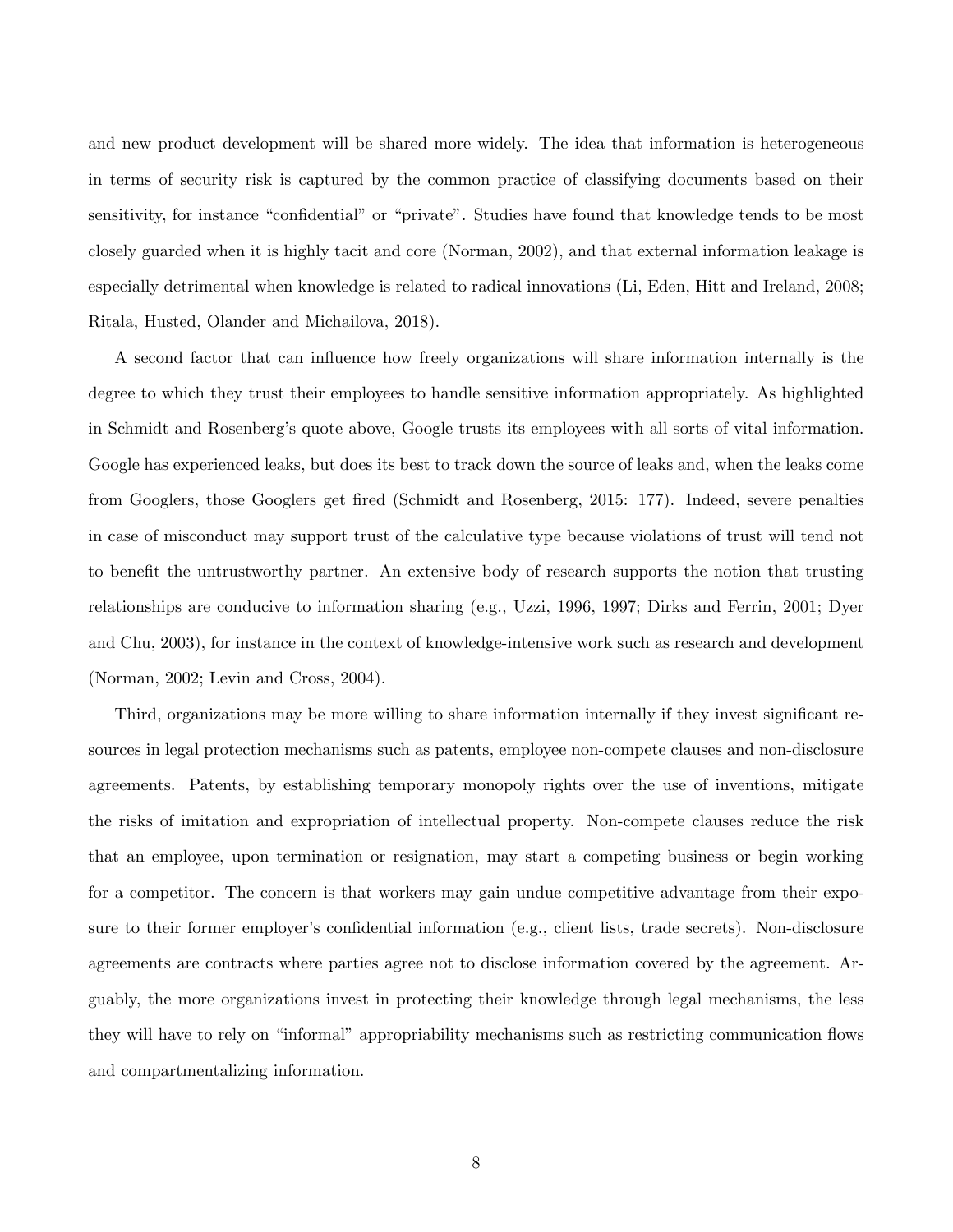and new product development will be shared more widely. The idea that information is heterogeneous in terms of security risk is captured by the common practice of classifying documents based on their sensitivity, for instance "confidential" or "private". Studies have found that knowledge tends to be most closely guarded when it is highly tacit and core (Norman, 2002), and that external information leakage is especially detrimental when knowledge is related to radical innovations (Li, Eden, Hitt and Ireland, 2008; Ritala, Husted, Olander and Michailova, 2018).

A second factor that can influence how freely organizations will share information internally is the degree to which they trust their employees to handle sensitive information appropriately. As highlighted in Schmidt and Rosenberg's quote above, Google trusts its employees with all sorts of vital information. Google has experienced leaks, but does its best to track down the source of leaks and, when the leaks come from Googlers, those Googlers get fired (Schmidt and Rosenberg, 2015: 177). Indeed, severe penalties in case of misconduct may support trust of the calculative type because violations of trust will tend not to benefit the untrustworthy partner. An extensive body of research supports the notion that trusting relationships are conducive to information sharing (e.g., Uzzi, 1996, 1997; Dirks and Ferrin, 2001; Dyer and Chu, 2003), for instance in the context of knowledge-intensive work such as research and development (Norman, 2002; Levin and Cross, 2004).

Third, organizations may be more willing to share information internally if they invest significant resources in legal protection mechanisms such as patents, employee non-compete clauses and non-disclosure agreements. Patents, by establishing temporary monopoly rights over the use of inventions, mitigate the risks of imitation and expropriation of intellectual property. Non-compete clauses reduce the risk that an employee, upon termination or resignation, may start a competing business or begin working for a competitor. The concern is that workers may gain undue competitive advantage from their exposure to their former employer's confidential information (e.g., client lists, trade secrets). Non-disclosure agreements are contracts where parties agree not to disclose information covered by the agreement. Arguably, the more organizations invest in protecting their knowledge through legal mechanisms, the less they will have to rely on "informal" appropriability mechanisms such as restricting communication flows and compartmentalizing information.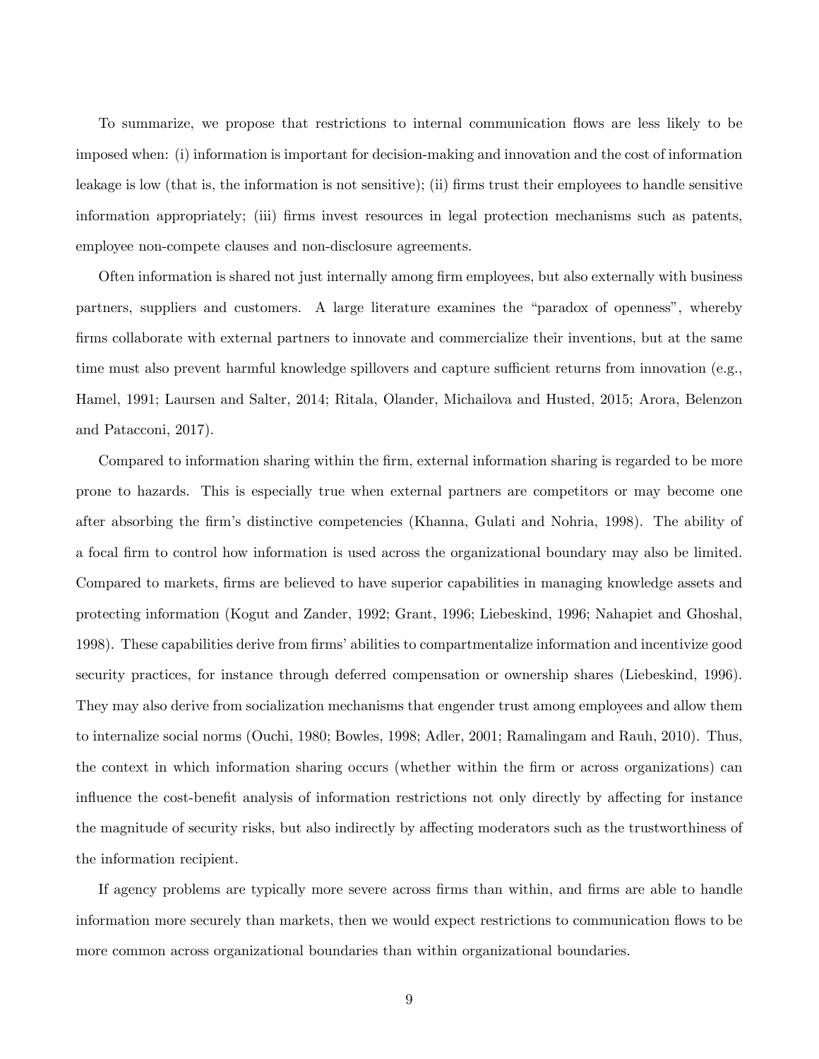To summarize, we propose that restrictions to internal communication flows are less likely to be imposed when: (i) information is important for decision-making and innovation and the cost of information leakage is low (that is, the information is not sensitive); (ii) firms trust their employees to handle sensitive information appropriately; (iii) firms invest resources in legal protection mechanisms such as patents, employee non-compete clauses and non-disclosure agreements.

Often information is shared not just internally among firm employees, but also externally with business partners, suppliers and customers. A large literature examines the "paradox of openness", whereby firms collaborate with external partners to innovate and commercialize their inventions, but at the same time must also prevent harmful knowledge spillovers and capture sufficient returns from innovation (e.g., Hamel, 1991; Laursen and Salter, 2014; Ritala, Olander, Michailova and Husted, 2015; Arora, Belenzon and Patacconi, 2017).

Compared to information sharing within the firm, external information sharing is regarded to be more prone to hazards. This is especially true when external partners are competitors or may become one after absorbing the firm's distinctive competencies (Khanna, Gulati and Nohria, 1998). The ability of a focal firm to control how information is used across the organizational boundary may also be limited. Compared to markets, firms are believed to have superior capabilities in managing knowledge assets and protecting information (Kogut and Zander, 1992; Grant, 1996; Liebeskind, 1996; Nahapiet and Ghoshal, 1998). These capabilities derive from firms' abilities to compartmentalize information and incentivize good security practices, for instance through deferred compensation or ownership shares (Liebeskind, 1996). They may also derive from socialization mechanisms that engender trust among employees and allow them to internalize social norms (Ouchi, 1980; Bowles, 1998; Adler, 2001; Ramalingam and Rauh, 2010). Thus, the context in which information sharing occurs (whether within the firm or across organizations) can influence the cost-benefit analysis of information restrictions not only directly by affecting for instance the magnitude of security risks, but also indirectly by affecting moderators such as the trustworthiness of the information recipient.

If agency problems are typically more severe across firms than within, and firms are able to handle information more securely than markets, then we would expect restrictions to communication flows to be more common across organizational boundaries than within organizational boundaries.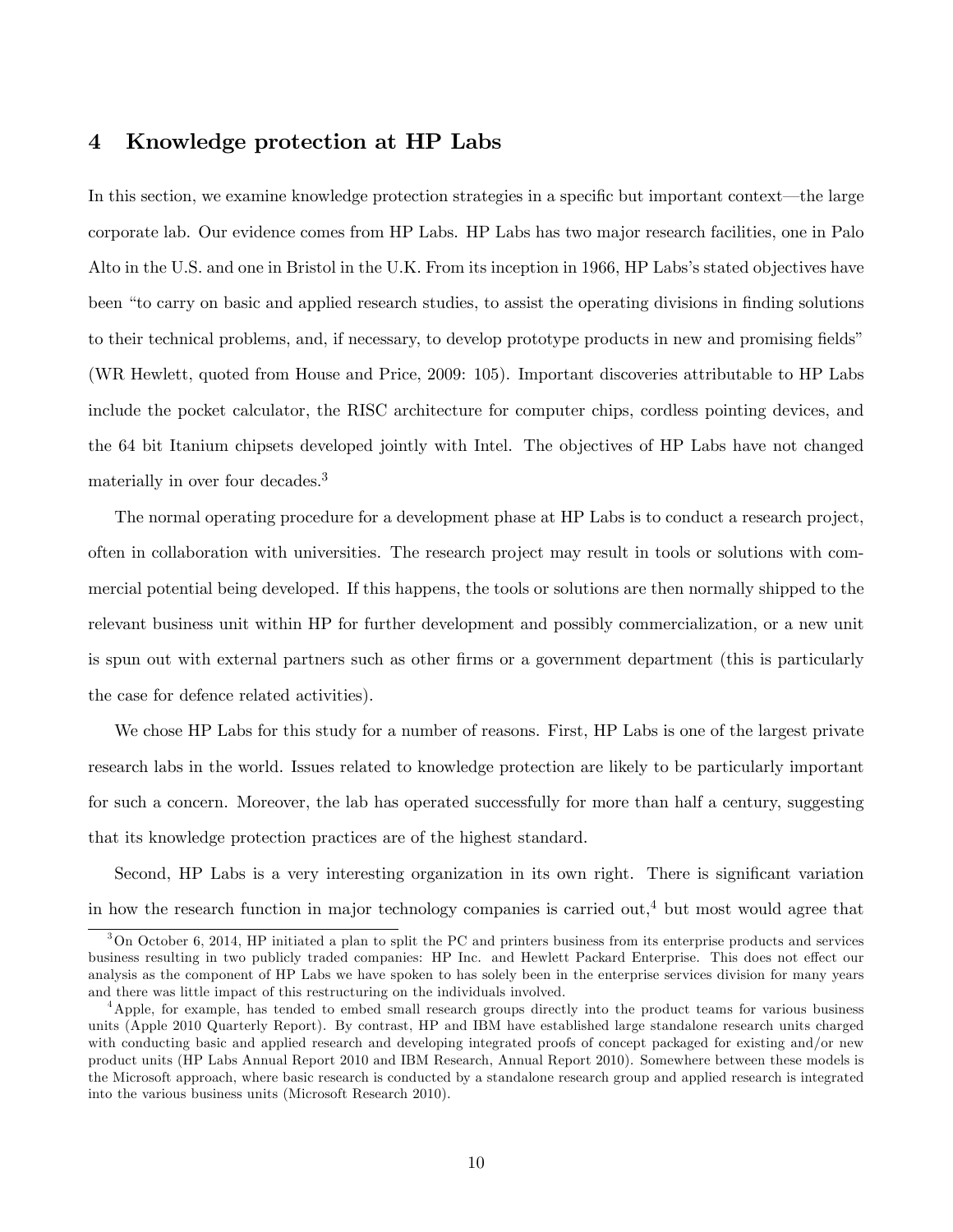## 4 Knowledge protection at HP Labs

In this section, we examine knowledge protection strategies in a specific but important context—the large corporate lab. Our evidence comes from HP Labs. HP Labs has two major research facilities, one in Palo Alto in the U.S. and one in Bristol in the U.K. From its inception in 1966, HP Labs's stated objectives have been "to carry on basic and applied research studies, to assist the operating divisions in finding solutions to their technical problems, and, if necessary, to develop prototype products in new and promising fields" (WR Hewlett, quoted from House and Price, 2009: 105). Important discoveries attributable to HP Labs include the pocket calculator, the RISC architecture for computer chips, cordless pointing devices, and the 64 bit Itanium chipsets developed jointly with Intel. The objectives of HP Labs have not changed materially in over four decades.[3]

The normal operating procedure for a development phase at HP Labs is to conduct a research project, often in collaboration with universities. The research project may result in tools or solutions with commercial potential being developed. If this happens, the tools or solutions are then normally shipped to the relevant business unit within HP for further development and possibly commercialization, or a new unit is spun out with external partners such as other firms or a government department (this is particularly the case for defence related activities).

We chose HP Labs for this study for a number of reasons. First, HP Labs is one of the largest private research labs in the world. Issues related to knowledge protection are likely to be particularly important for such a concern. Moreover, the lab has operated successfully for more than half a century, suggesting that its knowledge protection practices are of the highest standard.

Second, HP Labs is a very interesting organization in its own right. There is significant variation in how the research function in major technology companies is carried out,[4] but most would agree that

[3] On October 6, 2014, HP initiated a plan to split the PC and printers business from its enterprise products and services business resulting in two publicly traded companies: HP Inc. and Hewlett Packard Enterprise. This does not effect our analysis as the component of HP Labs we have spoken to has solely been in the enterprise services division for many years and there was little impact of this restructuring on the individuals involved.

[4] Apple, for example, has tended to embed small research groups directly into the product teams for various business units (Apple 2010 Quarterly Report). By contrast, HP and IBM have established large standalone research units charged with conducting basic and applied research and developing integrated proofs of concept packaged for existing and/or new product units (HP Labs Annual Report 2010 and IBM Research, Annual Report 2010). Somewhere between these models is the Microsoft approach, where basic research is conducted by a standalone research group and applied research is integrated into the various business units (Microsoft Research 2010).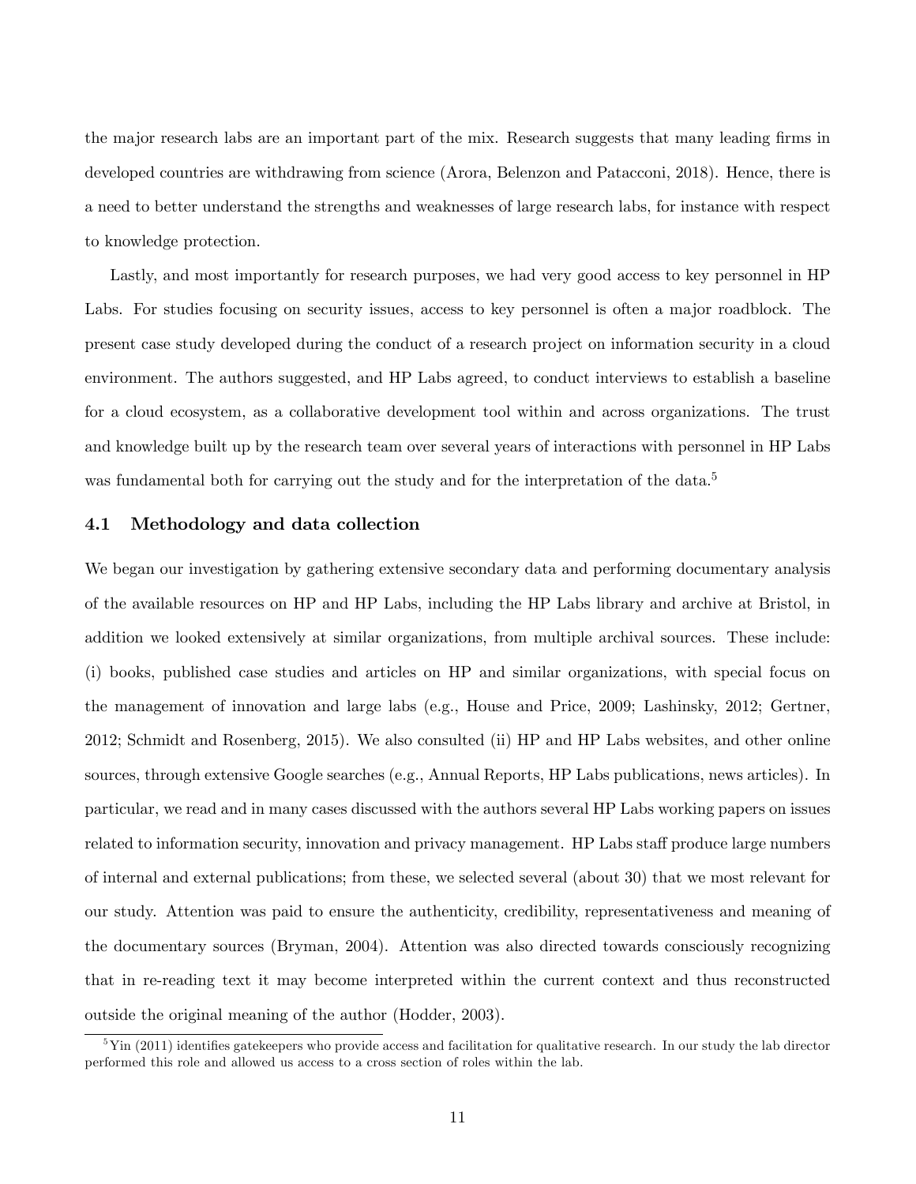the major research labs are an important part of the mix. Research suggests that many leading firms in developed countries are withdrawing from science (Arora, Belenzon and Patacconi, 2018). Hence, there is a need to better understand the strengths and weaknesses of large research labs, for instance with respect to knowledge protection.

Lastly, and most importantly for research purposes, we had very good access to key personnel in HP Labs. For studies focusing on security issues, access to key personnel is often a major roadblock. The present case study developed during the conduct of a research project on information security in a cloud environment. The authors suggested, and HP Labs agreed, to conduct interviews to establish a baseline for a cloud ecosystem, as a collaborative development tool within and across organizations. The trust and knowledge built up by the research team over several years of interactions with personnel in HP Labs was fundamental both for carrying out the study and for the interpretation of the data.[5]

### 4.1 Methodology and data collection

We began our investigation by gathering extensive secondary data and performing documentary analysis of the available resources on HP and HP Labs, including the HP Labs library and archive at Bristol, in addition we looked extensively at similar organizations, from multiple archival sources. These include: (i) books, published case studies and articles on HP and similar organizations, with special focus on the management of innovation and large labs (e.g., House and Price, 2009; Lashinsky, 2012; Gertner, 2012; Schmidt and Rosenberg, 2015). We also consulted (ii) HP and HP Labs websites, and other online sources, through extensive Google searches (e.g., Annual Reports, HP Labs publications, news articles). In particular, we read and in many cases discussed with the authors several HP Labs working papers on issues related to information security, innovation and privacy management. HP Labs staff produce large numbers of internal and external publications; from these, we selected several (about 30) that we most relevant for our study. Attention was paid to ensure the authenticity, credibility, representativeness and meaning of the documentary sources (Bryman, 2004). Attention was also directed towards consciously recognizing that in re-reading text it may become interpreted within the current context and thus reconstructed outside the original meaning of the author (Hodder, 2003).

[5] Yin (2011) identifies gatekeepers who provide access and facilitation for qualitative research. In our study the lab director performed this role and allowed us access to a cross section of roles within the lab.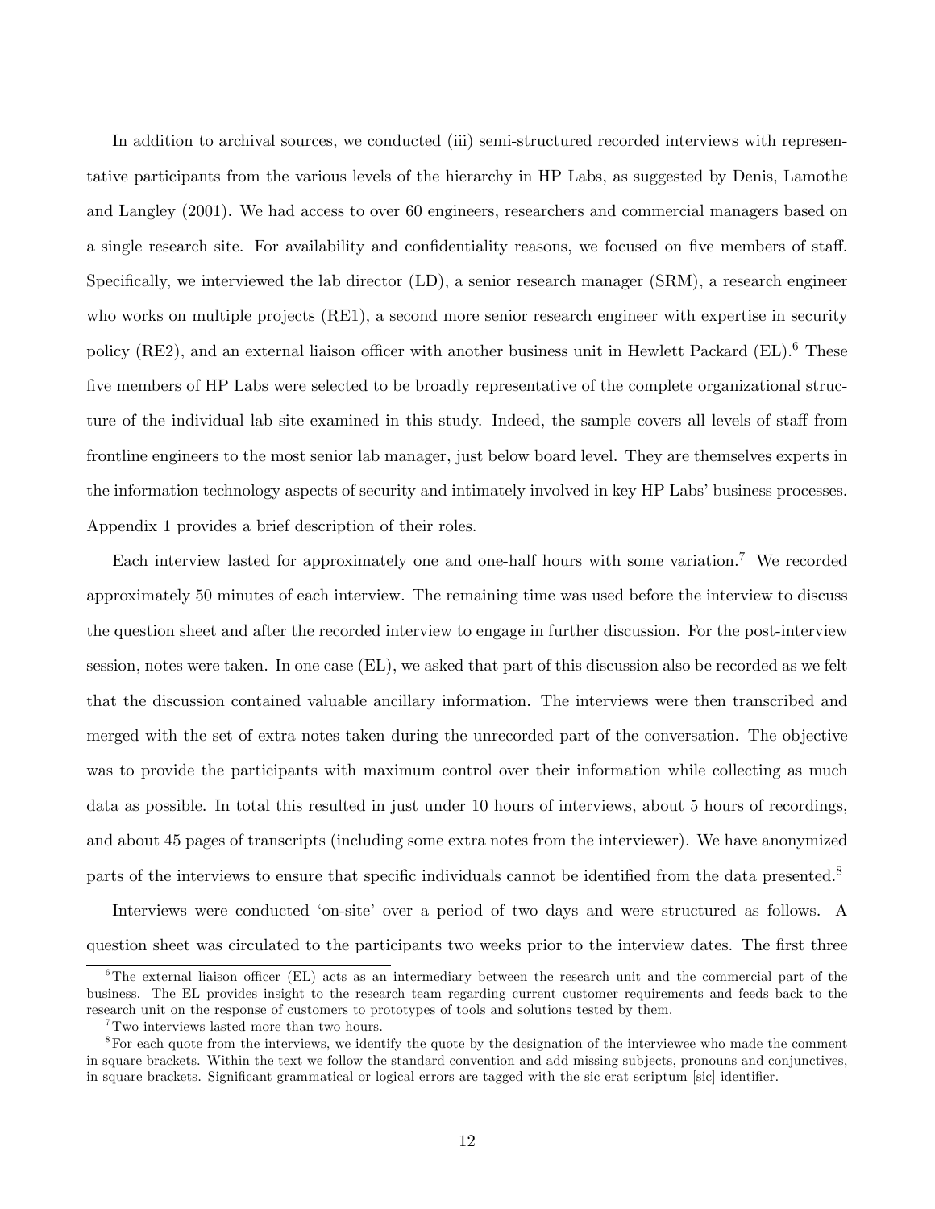In addition to archival sources, we conducted (iii) semi-structured recorded interviews with representative participants from the various levels of the hierarchy in HP Labs, as suggested by Denis, Lamothe and Langley (2001). We had access to over 60 engineers, researchers and commercial managers based on a single research site. For availability and confidentiality reasons, we focused on five members of staff. Specifically, we interviewed the lab director (LD), a senior research manager (SRM), a research engineer who works on multiple projects (RE1), a second more senior research engineer with expertise in security policy (RE2), and an external liaison officer with another business unit in Hewlett Packard (EL).[6] These five members of HP Labs were selected to be broadly representative of the complete organizational structure of the individual lab site examined in this study. Indeed, the sample covers all levels of staff from frontline engineers to the most senior lab manager, just below board level. They are themselves experts in the information technology aspects of security and intimately involved in key HP Labs' business processes. Appendix 1 provides a brief description of their roles.

Each interview lasted for approximately one and one-half hours with some variation.[7] We recorded approximately 50 minutes of each interview. The remaining time was used before the interview to discuss the question sheet and after the recorded interview to engage in further discussion. For the post-interview session, notes were taken. In one case (EL), we asked that part of this discussion also be recorded as we felt that the discussion contained valuable ancillary information. The interviews were then transcribed and merged with the set of extra notes taken during the unrecorded part of the conversation. The objective was to provide the participants with maximum control over their information while collecting as much data as possible. In total this resulted in just under 10 hours of interviews, about 5 hours of recordings, and about 45 pages of transcripts (including some extra notes from the interviewer). We have anonymized parts of the interviews to ensure that specific individuals cannot be identified from the data presented.[8]

Interviews were conducted 'on-site' over a period of two days and were structured as follows. A question sheet was circulated to the participants two weeks prior to the interview dates. The first three

---

[6] The external liaison officer (EL) acts as an intermediary between the research unit and the commercial part of the business. The EL provides insight to the research team regarding current customer requirements and feeds back to the research unit on the response of customers to prototypes of tools and solutions tested by them.

[7] Two interviews lasted more than two hours.

[8] For each quote from the interviews, we identify the quote by the designation of the interviewee who made the comment in square brackets. Within the text we follow the standard convention and add missing subjects, pronouns and conjunctives, in square brackets. Significant grammatical or logical errors are tagged with the sic erat scriptum [sic] identifier.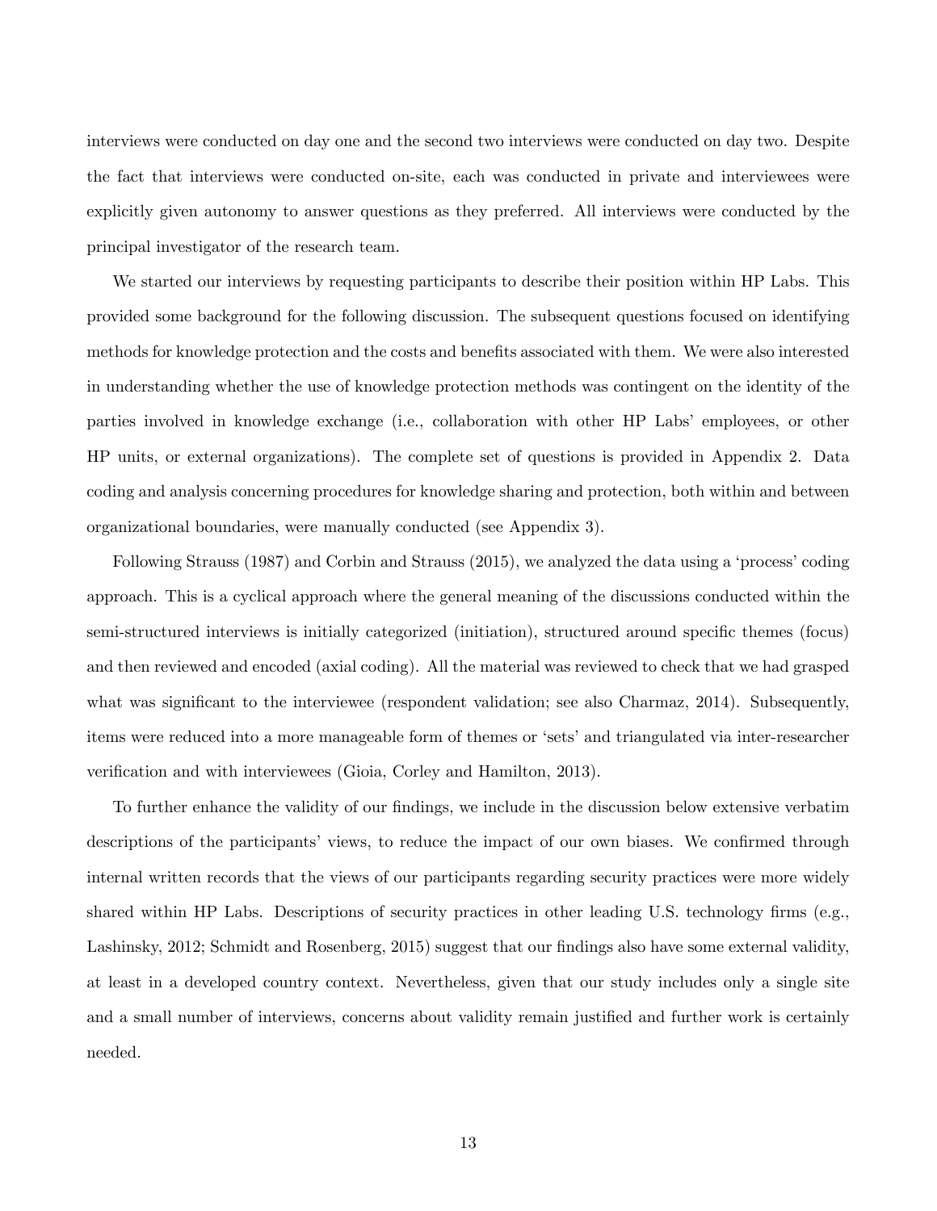interviews were conducted on day one and the second two interviews were conducted on day two. Despite the fact that interviews were conducted on-site, each was conducted in private and interviewees were explicitly given autonomy to answer questions as they preferred. All interviews were conducted by the principal investigator of the research team.

We started our interviews by requesting participants to describe their position within HP Labs. This provided some background for the following discussion. The subsequent questions focused on identifying methods for knowledge protection and the costs and benefits associated with them. We were also interested in understanding whether the use of knowledge protection methods was contingent on the identity of the parties involved in knowledge exchange (i.e., collaboration with other HP Labs' employees, or other HP units, or external organizations). The complete set of questions is provided in Appendix 2. Data coding and analysis concerning procedures for knowledge sharing and protection, both within and between organizational boundaries, were manually conducted (see Appendix 3).

Following Strauss (1987) and Corbin and Strauss (2015), we analyzed the data using a 'process' coding approach. This is a cyclical approach where the general meaning of the discussions conducted within the semi-structured interviews is initially categorized (initiation), structured around specific themes (focus) and then reviewed and encoded (axial coding). All the material was reviewed to check that we had grasped what was significant to the interviewee (respondent validation; see also Charmaz, 2014). Subsequently, items were reduced into a more manageable form of themes or 'sets' and triangulated via inter-researcher verification and with interviewees (Gioia, Corley and Hamilton, 2013).

To further enhance the validity of our findings, we include in the discussion below extensive verbatim descriptions of the participants' views, to reduce the impact of our own biases. We confirmed through internal written records that the views of our participants regarding security practices were more widely shared within HP Labs. Descriptions of security practices in other leading U.S. technology firms (e.g., Lashinsky, 2012; Schmidt and Rosenberg, 2015) suggest that our findings also have some external validity, at least in a developed country context. Nevertheless, given that our study includes only a single site and a small number of interviews, concerns about validity remain justified and further work is certainly needed.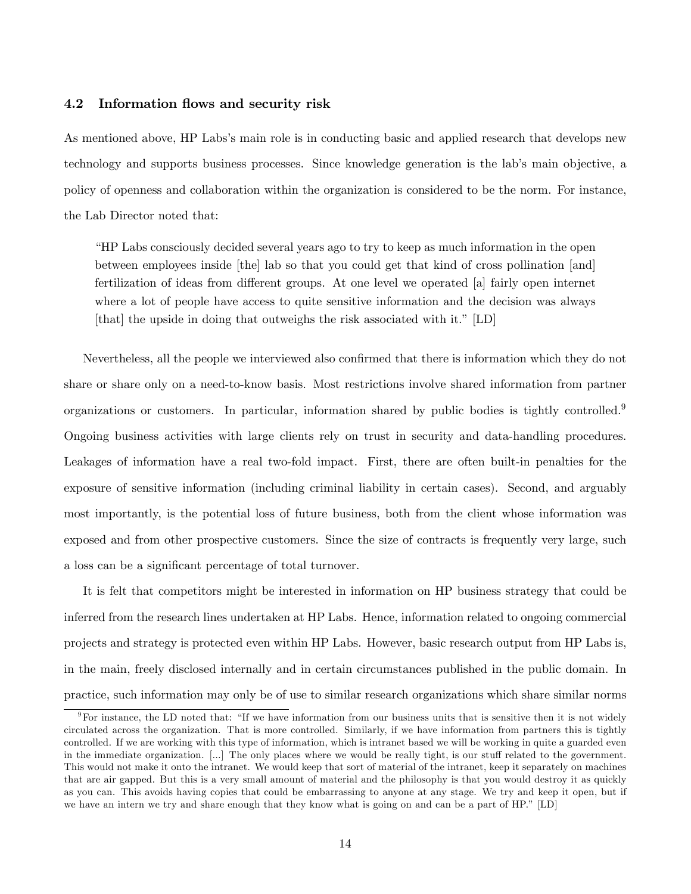### 4.2 Information flows and security risk

As mentioned above, HP Labs's main role is in conducting basic and applied research that develops new technology and supports business processes. Since knowledge generation is the lab's main objective, a policy of openness and collaboration within the organization is considered to be the norm. For instance, the Lab Director noted that:

> "HP Labs consciously decided several years ago to try to keep as much information in the open between employees inside [the] lab so that you could get that kind of cross pollination [and] fertilization of ideas from different groups. At one level we operated [a] fairly open internet where a lot of people have access to quite sensitive information and the decision was always [that] the upside in doing that outweighs the risk associated with it." [LD]

Nevertheless, all the people we interviewed also confirmed that there is information which they do not share or share only on a need-to-know basis. Most restrictions involve shared information from partner organizations or customers. In particular, information shared by public bodies is tightly controlled.[9] Ongoing business activities with large clients rely on trust in security and data-handling procedures. Leakages of information have a real two-fold impact. First, there are often built-in penalties for the exposure of sensitive information (including criminal liability in certain cases). Second, and arguably most importantly, is the potential loss of future business, both from the client whose information was exposed and from other prospective customers. Since the size of contracts is frequently very large, such a loss can be a significant percentage of total turnover.

It is felt that competitors might be interested in information on HP business strategy that could be inferred from the research lines undertaken at HP Labs. Hence, information related to ongoing commercial projects and strategy is protected even within HP Labs. However, basic research output from HP Labs is, in the main, freely disclosed internally and in certain circumstances published in the public domain. In practice, such information may only be of use to similar research organizations which share similar norms

[9] For instance, the LD noted that: "If we have information from our business units that is sensitive then it is not widely circulated across the organization. That is more controlled. Similarly, if we have information from partners this is tightly controlled. If we are working with this type of information, which is intranet based we will be working in quite a guarded even in the immediate organization. [...] The only places where we would be really tight, is our stuff related to the government. This would not make it onto the intranet. We would keep that sort of material of the intranet, keep it separately on machines that are air gapped. But this is a very small amount of material and the philosophy is that you would destroy it as quickly as you can. This avoids having copies that could be embarrassing to anyone at any stage. We try and keep it open, but if we have an intern we try and share enough that they know what is going on and can be a part of HP." [LD]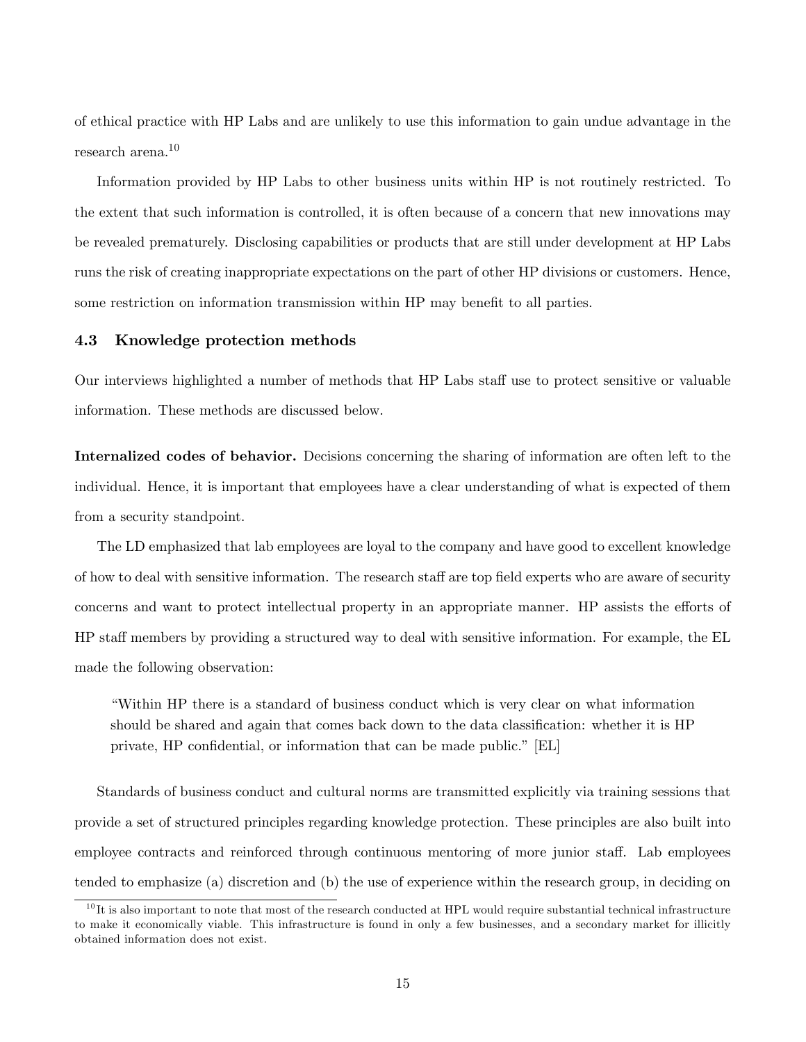of ethical practice with HP Labs and are unlikely to use this information to gain undue advantage in the research arena.[10]

Information provided by HP Labs to other business units within HP is not routinely restricted. To the extent that such information is controlled, it is often because of a concern that new innovations may be revealed prematurely. Disclosing capabilities or products that are still under development at HP Labs runs the risk of creating inappropriate expectations on the part of other HP divisions or customers. Hence, some restriction on information transmission within HP may benefit to all parties.

### 4.3 Knowledge protection methods

Our interviews highlighted a number of methods that HP Labs staff use to protect sensitive or valuable information. These methods are discussed below.

**Internalized codes of behavior.** Decisions concerning the sharing of information are often left to the individual. Hence, it is important that employees have a clear understanding of what is expected of them from a security standpoint.

The LD emphasized that lab employees are loyal to the company and have good to excellent knowledge of how to deal with sensitive information. The research staff are top field experts who are aware of security concerns and want to protect intellectual property in an appropriate manner. HP assists the efforts of HP staff members by providing a structured way to deal with sensitive information. For example, the EL made the following observation:

> "Within HP there is a standard of business conduct which is very clear on what information should be shared and again that comes back down to the data classification: whether it is HP private, HP confidential, or information that can be made public." [EL]

Standards of business conduct and cultural norms are transmitted explicitly via training sessions that provide a set of structured principles regarding knowledge protection. These principles are also built into employee contracts and reinforced through continuous mentoring of more junior staff. Lab employees tended to emphasize (a) discretion and (b) the use of experience within the research group, in deciding on

[10] It is also important to note that most of the research conducted at HPL would require substantial technical infrastructure to make it economically viable. This infrastructure is found in only a few businesses, and a secondary market for illicitly obtained information does not exist.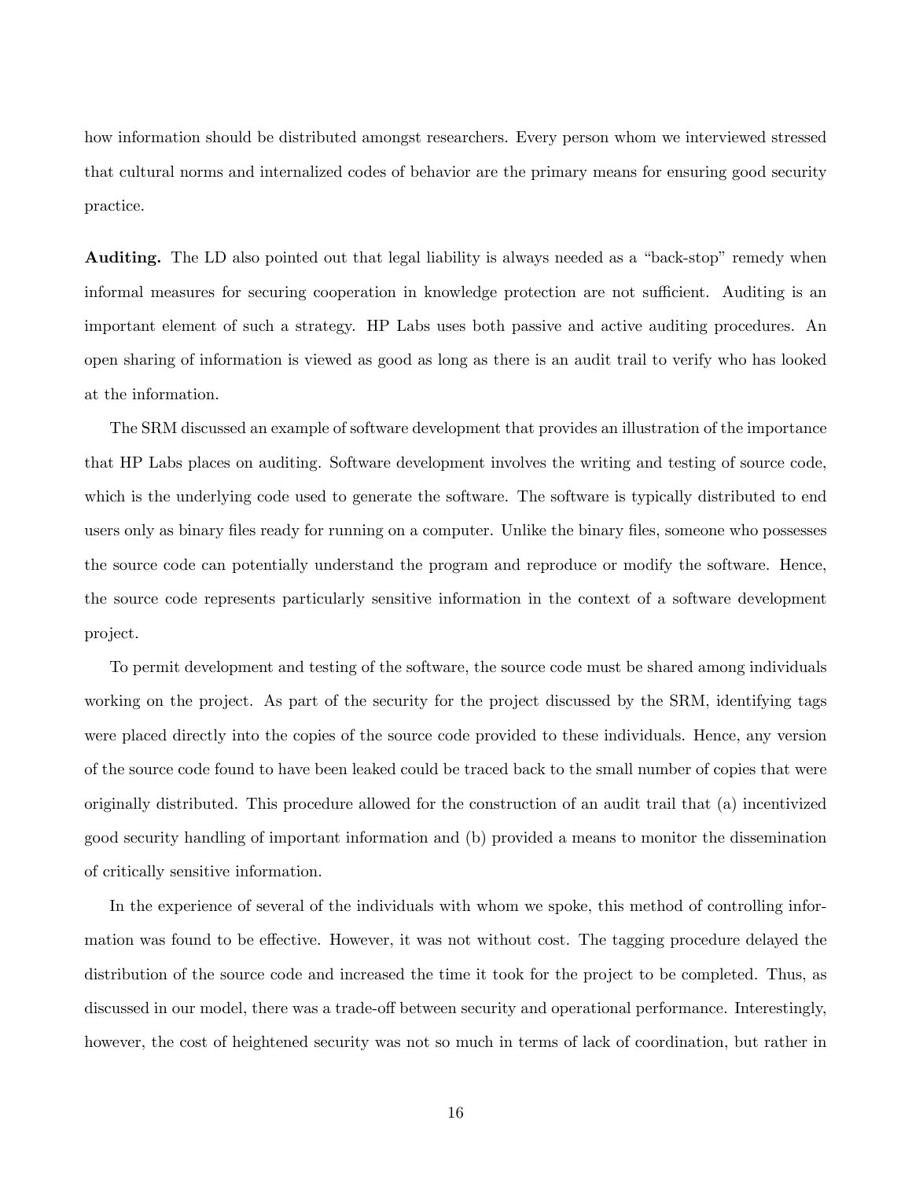how information should be distributed amongst researchers. Every person whom we interviewed stressed that cultural norms and internalized codes of behavior are the primary means for ensuring good security practice.

**Auditing.** The LD also pointed out that legal liability is always needed as a "back-stop" remedy when informal measures for securing cooperation in knowledge protection are not sufficient. Auditing is an important element of such a strategy. HP Labs uses both passive and active auditing procedures. An open sharing of information is viewed as good as long as there is an audit trail to verify who has looked at the information.

The SRM discussed an example of software development that provides an illustration of the importance that HP Labs places on auditing. Software development involves the writing and testing of source code, which is the underlying code used to generate the software. The software is typically distributed to end users only as binary files ready for running on a computer. Unlike the binary files, someone who possesses the source code can potentially understand the program and reproduce or modify the software. Hence, the source code represents particularly sensitive information in the context of a software development project.

To permit development and testing of the software, the source code must be shared among individuals working on the project. As part of the security for the project discussed by the SRM, identifying tags were placed directly into the copies of the source code provided to these individuals. Hence, any version of the source code found to have been leaked could be traced back to the small number of copies that were originally distributed. This procedure allowed for the construction of an audit trail that (a) incentivized good security handling of important information and (b) provided a means to monitor the dissemination of critically sensitive information.

In the experience of several of the individuals with whom we spoke, this method of controlling information was found to be effective. However, it was not without cost. The tagging procedure delayed the distribution of the source code and increased the time it took for the project to be completed. Thus, as discussed in our model, there was a trade-off between security and operational performance. Interestingly, however, the cost of heightened security was not so much in terms of lack of coordination, but rather in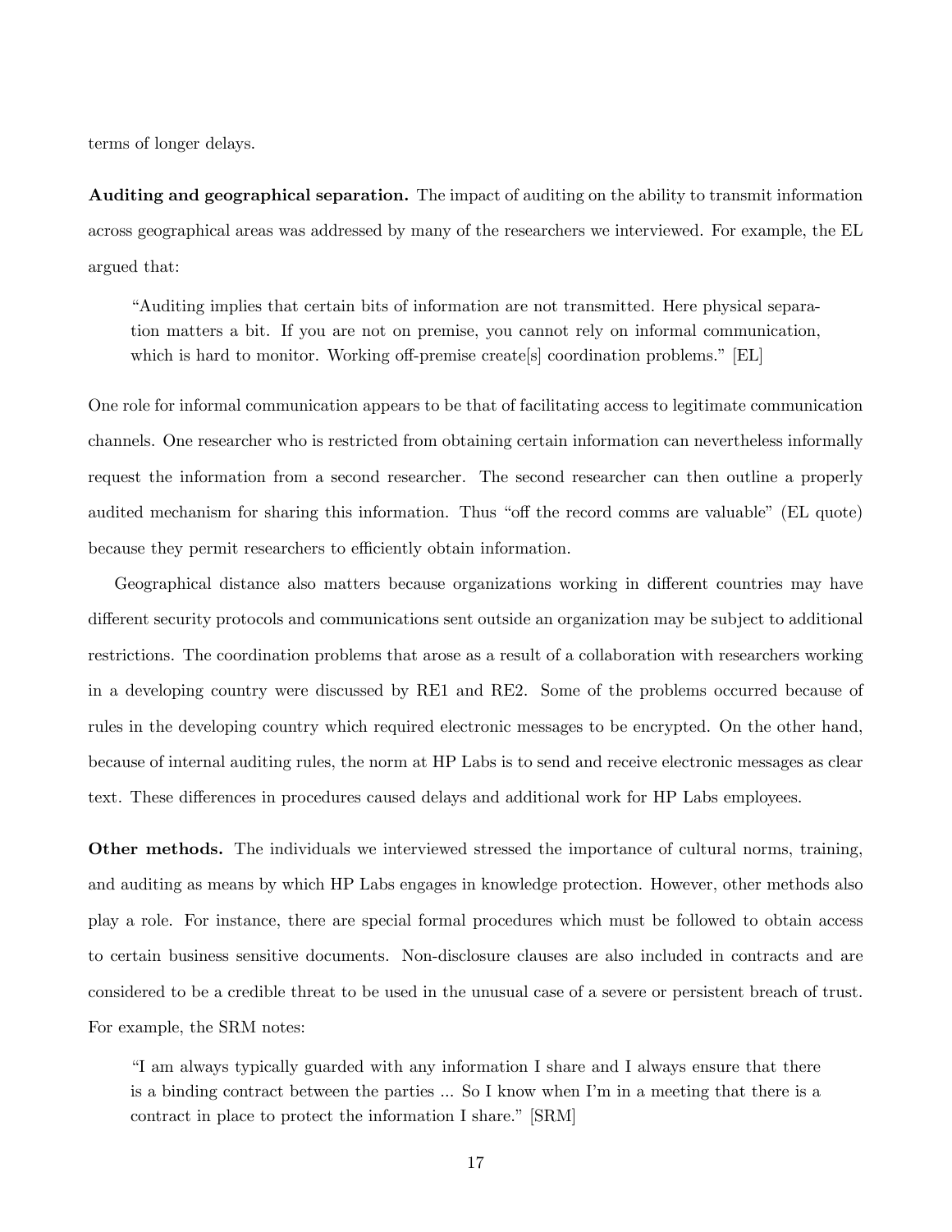terms of longer delays.

**Auditing and geographical separation.** The impact of auditing on the ability to transmit information across geographical areas was addressed by many of the researchers we interviewed. For example, the EL argued that:

> "Auditing implies that certain bits of information are not transmitted. Here physical separation matters a bit. If you are not on premise, you cannot rely on informal communication, which is hard to monitor. Working off-premise create[s] coordination problems." [EL]

One role for informal communication appears to be that of facilitating access to legitimate communication channels. One researcher who is restricted from obtaining certain information can nevertheless informally request the information from a second researcher. The second researcher can then outline a properly audited mechanism for sharing this information. Thus "off the record comms are valuable" (EL quote) because they permit researchers to efficiently obtain information.

Geographical distance also matters because organizations working in different countries may have different security protocols and communications sent outside an organization may be subject to additional restrictions. The coordination problems that arose as a result of a collaboration with researchers working in a developing country were discussed by RE1 and RE2. Some of the problems occurred because of rules in the developing country which required electronic messages to be encrypted. On the other hand, because of internal auditing rules, the norm at HP Labs is to send and receive electronic messages as clear text. These differences in procedures caused delays and additional work for HP Labs employees.

**Other methods.** The individuals we interviewed stressed the importance of cultural norms, training, and auditing as means by which HP Labs engages in knowledge protection. However, other methods also play a role. For instance, there are special formal procedures which must be followed to obtain access to certain business sensitive documents. Non-disclosure clauses are also included in contracts and are considered to be a credible threat to be used in the unusual case of a severe or persistent breach of trust. For example, the SRM notes:

> "I am always typically guarded with any information I share and I always ensure that there is a binding contract between the parties ... So I know when I'm in a meeting that there is a contract in place to protect the information I share." [SRM]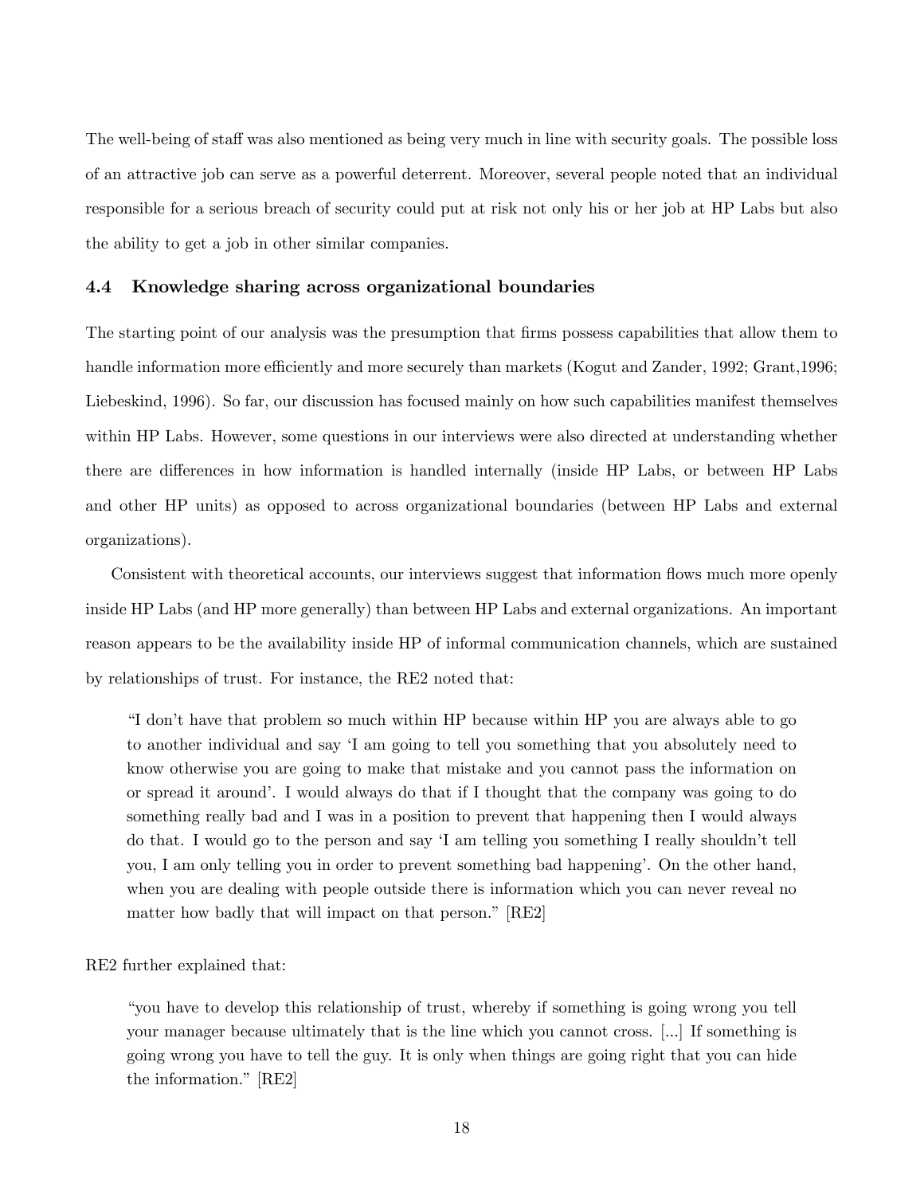The well-being of staff was also mentioned as being very much in line with security goals. The possible loss of an attractive job can serve as a powerful deterrent. Moreover, several people noted that an individual responsible for a serious breach of security could put at risk not only his or her job at HP Labs but also the ability to get a job in other similar companies.

### 4.4 Knowledge sharing across organizational boundaries

The starting point of our analysis was the presumption that firms possess capabilities that allow them to handle information more efficiently and more securely than markets (Kogut and Zander, 1992; Grant,1996; Liebeskind, 1996). So far, our discussion has focused mainly on how such capabilities manifest themselves within HP Labs. However, some questions in our interviews were also directed at understanding whether there are differences in how information is handled internally (inside HP Labs, or between HP Labs and other HP units) as opposed to across organizational boundaries (between HP Labs and external organizations).

Consistent with theoretical accounts, our interviews suggest that information flows much more openly inside HP Labs (and HP more generally) than between HP Labs and external organizations. An important reason appears to be the availability inside HP of informal communication channels, which are sustained by relationships of trust. For instance, the RE2 noted that:

> "I don't have that problem so much within HP because within HP you are always able to go to another individual and say 'I am going to tell you something that you absolutely need to know otherwise you are going to make that mistake and you cannot pass the information on or spread it around'. I would always do that if I thought that the company was going to do something really bad and I was in a position to prevent that happening then I would always do that. I would go to the person and say 'I am telling you something I really shouldn't tell you, I am only telling you in order to prevent something bad happening'. On the other hand, when you are dealing with people outside there is information which you can never reveal no matter how badly that will impact on that person." [RE2]

RE2 further explained that:

> "you have to develop this relationship of trust, whereby if something is going wrong you tell your manager because ultimately that is the line which you cannot cross. [...] If something is going wrong you have to tell the guy. It is only when things are going right that you can hide the information." [RE2]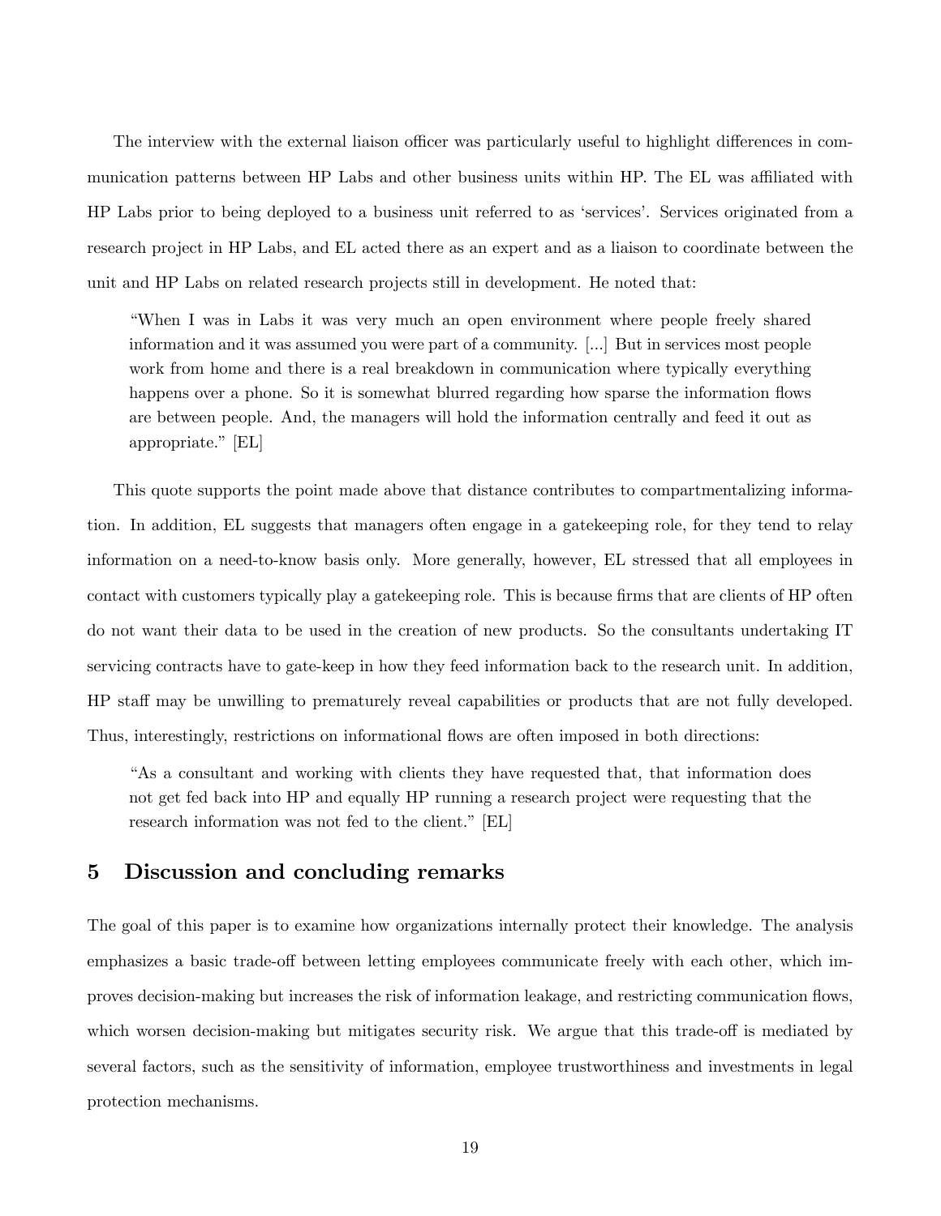The interview with the external liaison officer was particularly useful to highlight differences in communication patterns between HP Labs and other business units within HP. The EL was affiliated with HP Labs prior to being deployed to a business unit referred to as 'services'. Services originated from a research project in HP Labs, and EL acted there as an expert and as a liaison to coordinate between the unit and HP Labs on related research projects still in development. He noted that:

> "When I was in Labs it was very much an open environment where people freely shared information and it was assumed you were part of a community. [...] But in services most people work from home and there is a real breakdown in communication where typically everything happens over a phone. So it is somewhat blurred regarding how sparse the information flows are between people. And, the managers will hold the information centrally and feed it out as appropriate." [EL]

This quote supports the point made above that distance contributes to compartmentalizing information. In addition, EL suggests that managers often engage in a gatekeeping role, for they tend to relay information on a need-to-know basis only. More generally, however, EL stressed that all employees in contact with customers typically play a gatekeeping role. This is because firms that are clients of HP often do not want their data to be used in the creation of new products. So the consultants undertaking IT servicing contracts have to gate-keep in how they feed information back to the research unit. In addition, HP staff may be unwilling to prematurely reveal capabilities or products that are not fully developed. Thus, interestingly, restrictions on informational flows are often imposed in both directions:

> "As a consultant and working with clients they have requested that, that information does not get fed back into HP and equally HP running a research project were requesting that the research information was not fed to the client." [EL]

## 5 Discussion and concluding remarks

The goal of this paper is to examine how organizations internally protect their knowledge. The analysis emphasizes a basic trade-off between letting employees communicate freely with each other, which improves decision-making but increases the risk of information leakage, and restricting communication flows, which worsen decision-making but mitigates security risk. We argue that this trade-off is mediated by several factors, such as the sensitivity of information, employee trustworthiness and investments in legal protection mechanisms.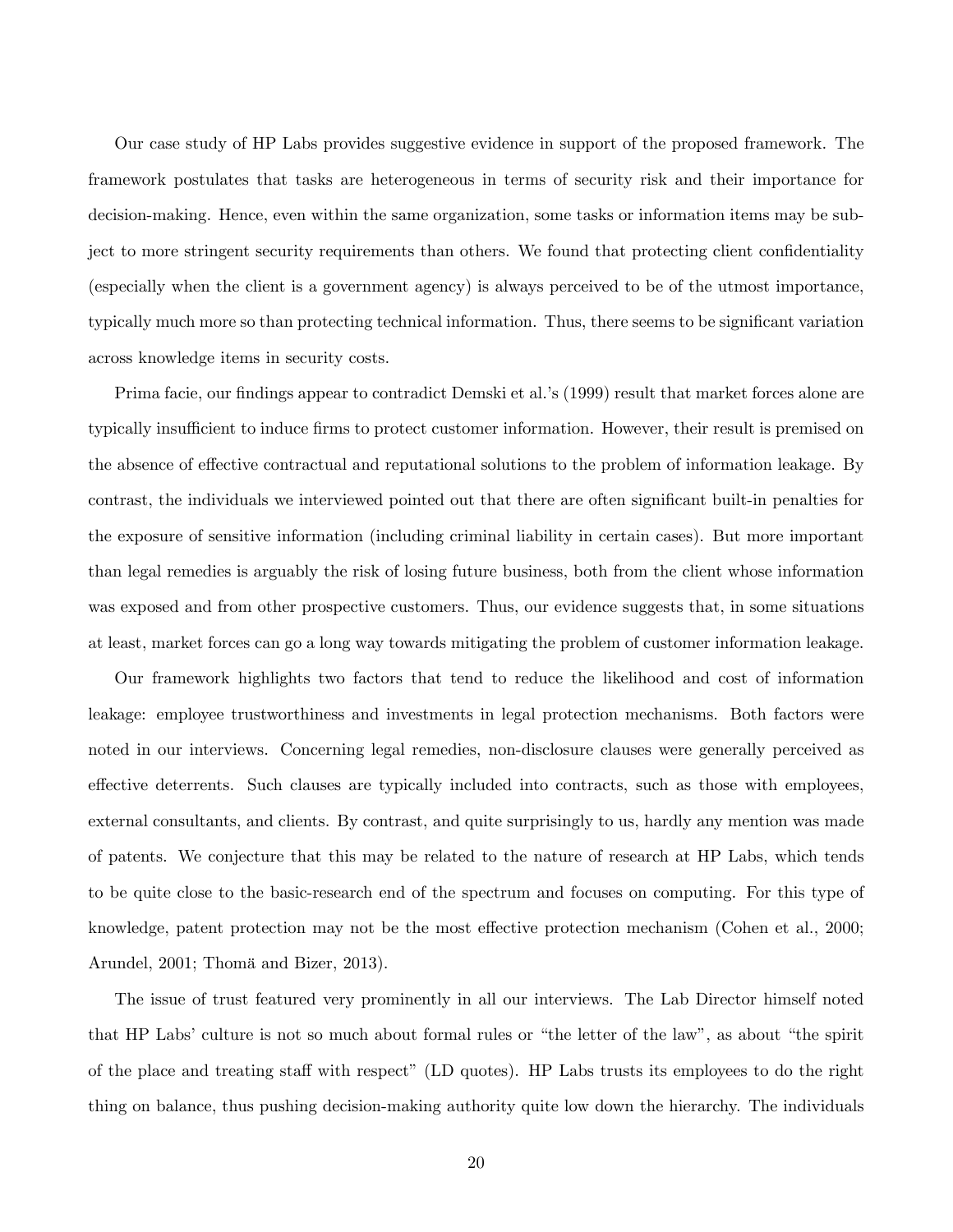Our case study of HP Labs provides suggestive evidence in support of the proposed framework. The framework postulates that tasks are heterogeneous in terms of security risk and their importance for decision-making. Hence, even within the same organization, some tasks or information items may be subject to more stringent security requirements than others. We found that protecting client confidentiality (especially when the client is a government agency) is always perceived to be of the utmost importance, typically much more so than protecting technical information. Thus, there seems to be significant variation across knowledge items in security costs.

Prima facie, our findings appear to contradict Demski et al.'s (1999) result that market forces alone are typically insufficient to induce firms to protect customer information. However, their result is premised on the absence of effective contractual and reputational solutions to the problem of information leakage. By contrast, the individuals we interviewed pointed out that there are often significant built-in penalties for the exposure of sensitive information (including criminal liability in certain cases). But more important than legal remedies is arguably the risk of losing future business, both from the client whose information was exposed and from other prospective customers. Thus, our evidence suggests that, in some situations at least, market forces can go a long way towards mitigating the problem of customer information leakage.

Our framework highlights two factors that tend to reduce the likelihood and cost of information leakage: employee trustworthiness and investments in legal protection mechanisms. Both factors were noted in our interviews. Concerning legal remedies, non-disclosure clauses were generally perceived as effective deterrents. Such clauses are typically included into contracts, such as those with employees, external consultants, and clients. By contrast, and quite surprisingly to us, hardly any mention was made of patents. We conjecture that this may be related to the nature of research at HP Labs, which tends to be quite close to the basic-research end of the spectrum and focuses on computing. For this type of knowledge, patent protection may not be the most effective protection mechanism (Cohen et al., 2000; Arundel, 2001; Thomä and Bizer, 2013).

The issue of trust featured very prominently in all our interviews. The Lab Director himself noted that HP Labs' culture is not so much about formal rules or "the letter of the law", as about "the spirit of the place and treating staff with respect" (LD quotes). HP Labs trusts its employees to do the right thing on balance, thus pushing decision-making authority quite low down the hierarchy. The individuals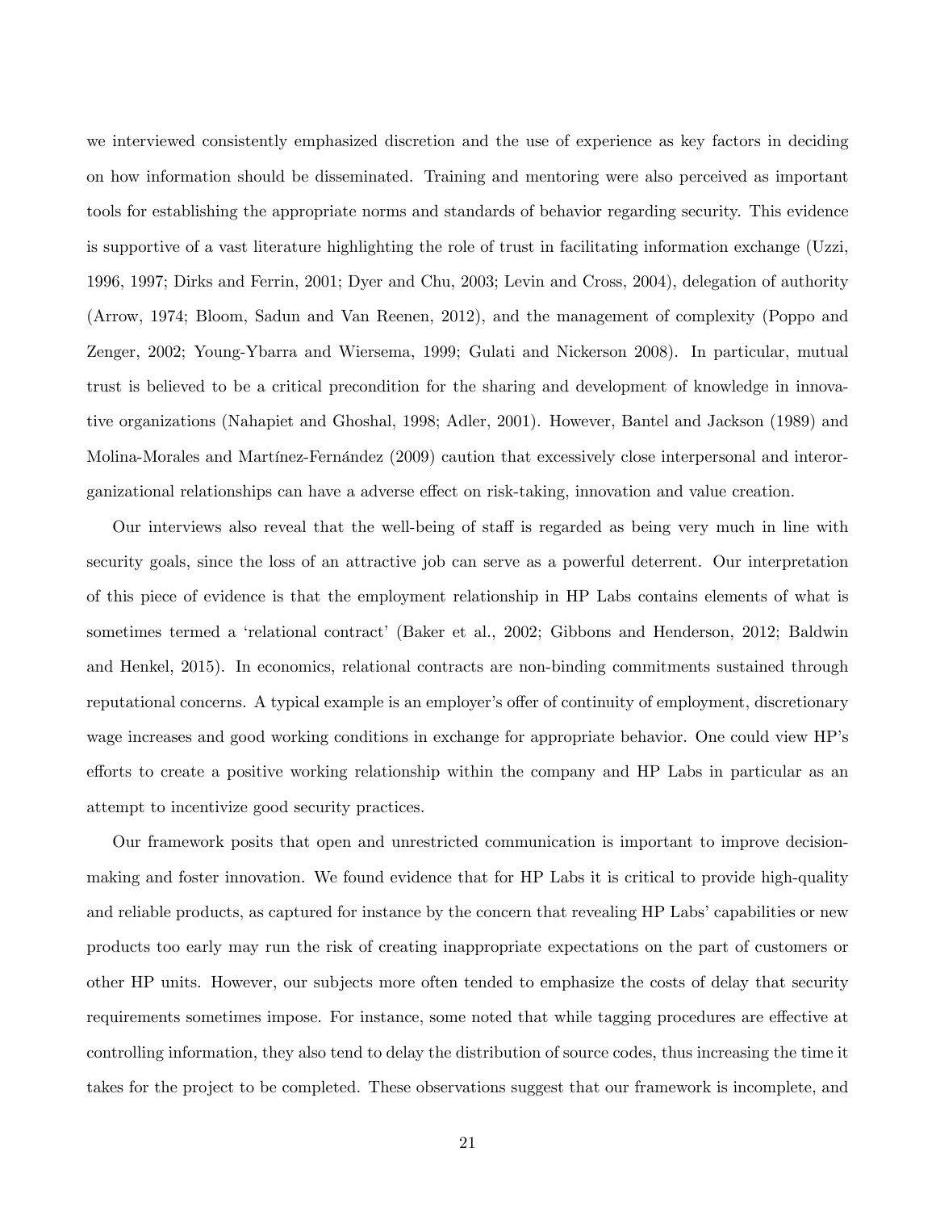we interviewed consistently emphasized discretion and the use of experience as key factors in deciding on how information should be disseminated. Training and mentoring were also perceived as important tools for establishing the appropriate norms and standards of behavior regarding security. This evidence is supportive of a vast literature highlighting the role of trust in facilitating information exchange (Uzzi, 1996, 1997; Dirks and Ferrin, 2001; Dyer and Chu, 2003; Levin and Cross, 2004), delegation of authority (Arrow, 1974; Bloom, Sadun and Van Reenen, 2012), and the management of complexity (Poppo and Zenger, 2002; Young-Ybarra and Wiersema, 1999; Gulati and Nickerson 2008). In particular, mutual trust is believed to be a critical precondition for the sharing and development of knowledge in innovative organizations (Nahapiet and Ghoshal, 1998; Adler, 2001). However, Bantel and Jackson (1989) and Molina-Morales and Martínez-Fernández (2009) caution that excessively close interpersonal and interorganizational relationships can have a adverse effect on risk-taking, innovation and value creation.

Our interviews also reveal that the well-being of staff is regarded as being very much in line with security goals, since the loss of an attractive job can serve as a powerful deterrent. Our interpretation of this piece of evidence is that the employment relationship in HP Labs contains elements of what is sometimes termed a 'relational contract' (Baker et al., 2002; Gibbons and Henderson, 2012; Baldwin and Henkel, 2015). In economics, relational contracts are non-binding commitments sustained through reputational concerns. A typical example is an employer's offer of continuity of employment, discretionary wage increases and good working conditions in exchange for appropriate behavior. One could view HP's efforts to create a positive working relationship within the company and HP Labs in particular as an attempt to incentivize good security practices.

Our framework posits that open and unrestricted communication is important to improve decision-making and foster innovation. We found evidence that for HP Labs it is critical to provide high-quality and reliable products, as captured for instance by the concern that revealing HP Labs' capabilities or new products too early may run the risk of creating inappropriate expectations on the part of customers or other HP units. However, our subjects more often tended to emphasize the costs of delay that security requirements sometimes impose. For instance, some noted that while tagging procedures are effective at controlling information, they also tend to delay the distribution of source codes, thus increasing the time it takes for the project to be completed. These observations suggest that our framework is incomplete, and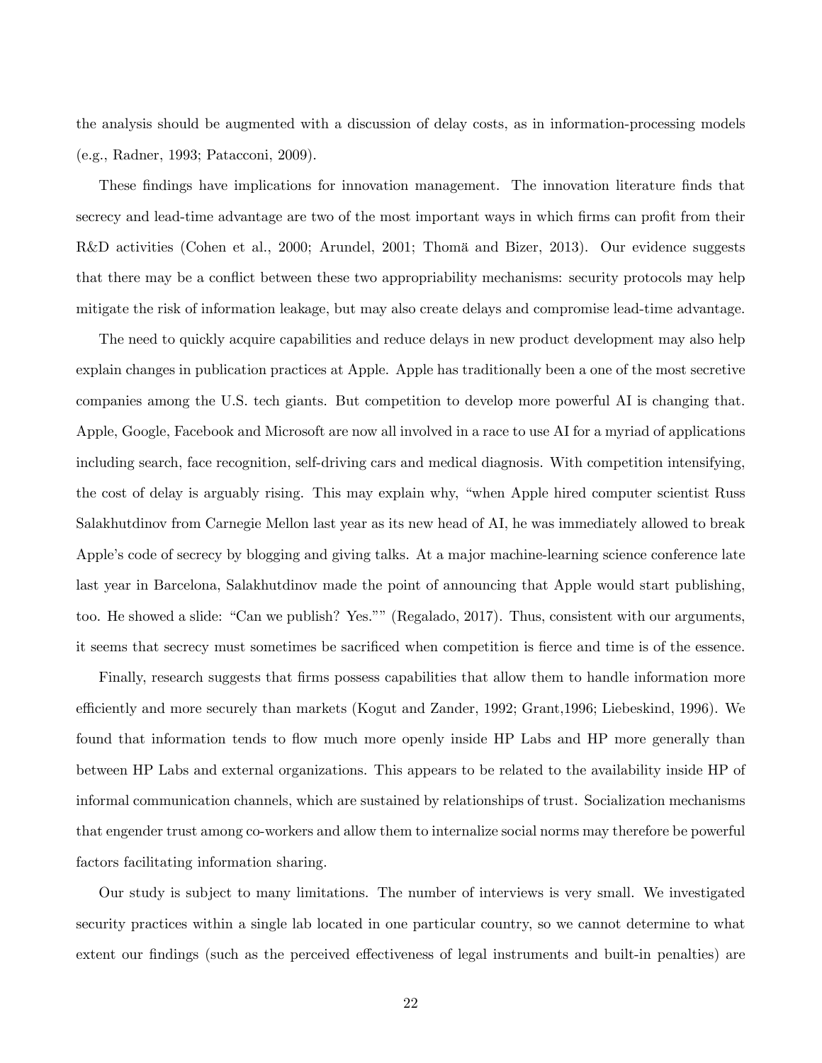the analysis should be augmented with a discussion of delay costs, as in information-processing models (e.g., Radner, 1993; Patacconi, 2009).

These findings have implications for innovation management. The innovation literature finds that secrecy and lead-time advantage are two of the most important ways in which firms can profit from their R&D activities (Cohen et al., 2000; Arundel, 2001; Thomä and Bizer, 2013). Our evidence suggests that there may be a conflict between these two appropriability mechanisms: security protocols may help mitigate the risk of information leakage, but may also create delays and compromise lead-time advantage.

The need to quickly acquire capabilities and reduce delays in new product development may also help explain changes in publication practices at Apple. Apple has traditionally been a one of the most secretive companies among the U.S. tech giants. But competition to develop more powerful AI is changing that. Apple, Google, Facebook and Microsoft are now all involved in a race to use AI for a myriad of applications including search, face recognition, self-driving cars and medical diagnosis. With competition intensifying, the cost of delay is arguably rising. This may explain why, "when Apple hired computer scientist Russ Salakhutdinov from Carnegie Mellon last year as its new head of AI, he was immediately allowed to break Apple's code of secrecy by blogging and giving talks. At a major machine-learning science conference late last year in Barcelona, Salakhutdinov made the point of announcing that Apple would start publishing, too. He showed a slide: "Can we publish? Yes."" (Regalado, 2017). Thus, consistent with our arguments, it seems that secrecy must sometimes be sacrificed when competition is fierce and time is of the essence.

Finally, research suggests that firms possess capabilities that allow them to handle information more efficiently and more securely than markets (Kogut and Zander, 1992; Grant,1996; Liebeskind, 1996). We found that information tends to flow much more openly inside HP Labs and HP more generally than between HP Labs and external organizations. This appears to be related to the availability inside HP of informal communication channels, which are sustained by relationships of trust. Socialization mechanisms that engender trust among co-workers and allow them to internalize social norms may therefore be powerful factors facilitating information sharing.

Our study is subject to many limitations. The number of interviews is very small. We investigated security practices within a single lab located in one particular country, so we cannot determine to what extent our findings (such as the perceived effectiveness of legal instruments and built-in penalties) are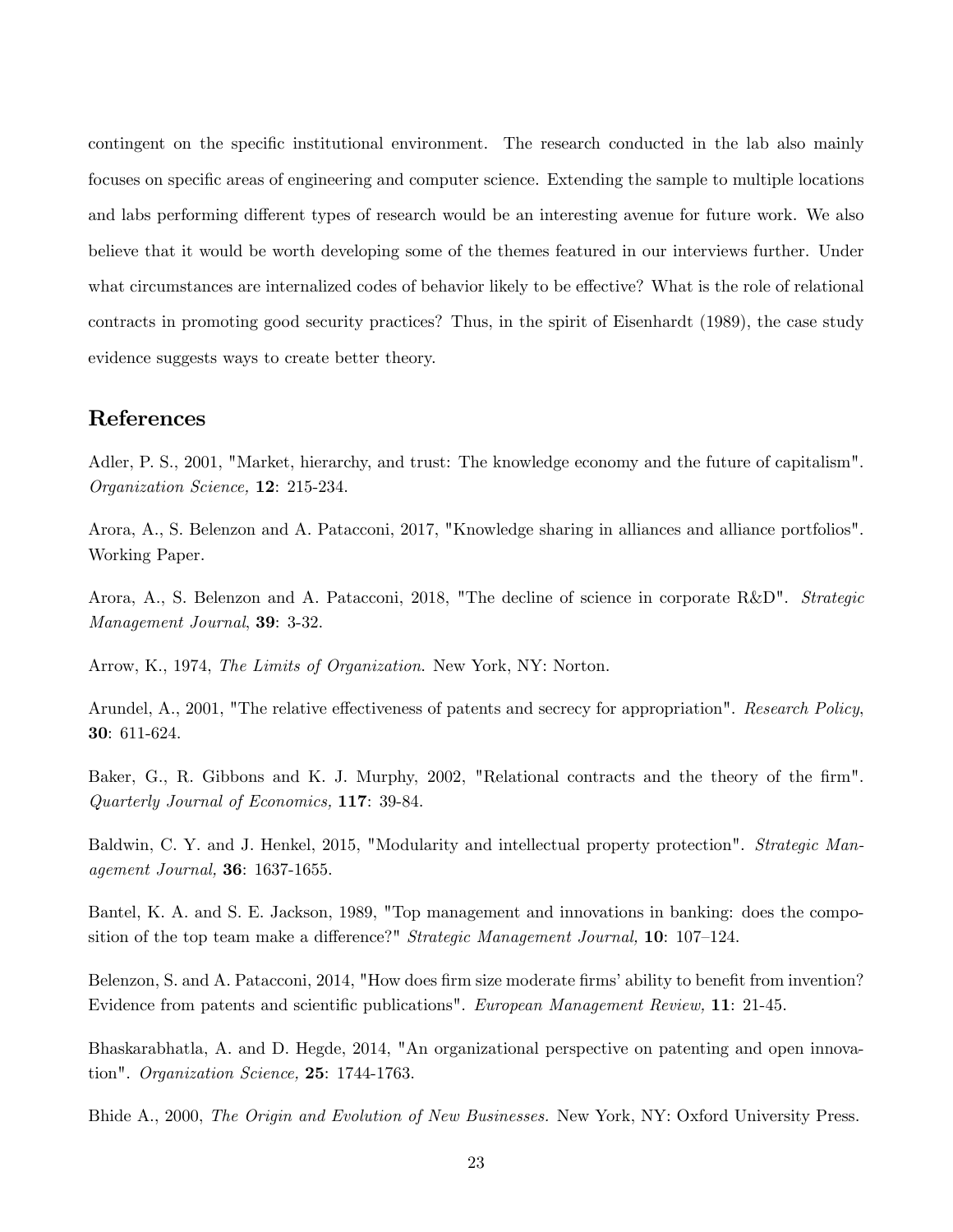contingent on the specific institutional environment. The research conducted in the lab also mainly focuses on specific areas of engineering and computer science. Extending the sample to multiple locations and labs performing different types of research would be an interesting avenue for future work. We also believe that it would be worth developing some of the themes featured in our interviews further. Under what circumstances are internalized codes of behavior likely to be effective? What is the role of relational contracts in promoting good security practices? Thus, in the spirit of Eisenhardt (1989), the case study evidence suggests ways to create better theory.

## References

Adler, P. S., 2001, "Market, hierarchy, and trust: The knowledge economy and the future of capitalism". *Organization Science,* **12**: 215-234.

Arora, A., S. Belenzon and A. Patacconi, 2017, "Knowledge sharing in alliances and alliance portfolios". Working Paper.

Arora, A., S. Belenzon and A. Patacconi, 2018, "The decline of science in corporate R&D". *Strategic Management Journal*, **39**: 3-32.

Arrow, K., 1974, *The Limits of Organization.* New York, NY: Norton.

Arundel, A., 2001, "The relative effectiveness of patents and secrecy for appropriation". *Research Policy*, **30**: 611-624.

Baker, G., R. Gibbons and K. J. Murphy, 2002, "Relational contracts and the theory of the firm". *Quarterly Journal of Economics,* **117**: 39-84.

Baldwin, C. Y. and J. Henkel, 2015, "Modularity and intellectual property protection". *Strategic Management Journal,* **36**: 1637-1655.

Bantel, K. A. and S. E. Jackson, 1989, "Top management and innovations in banking: does the composition of the top team make a difference?" *Strategic Management Journal,* **10**: 107–124.

Belenzon, S. and A. Patacconi, 2014, "How does firm size moderate firms' ability to benefit from invention? Evidence from patents and scientific publications". *European Management Review,* **11**: 21-45.

Bhaskarabhatla, A. and D. Hegde, 2014, "An organizational perspective on patenting and open innovation". *Organization Science,* **25**: 1744-1763.

Bhide A., 2000, *The Origin and Evolution of New Businesses.* New York, NY: Oxford University Press.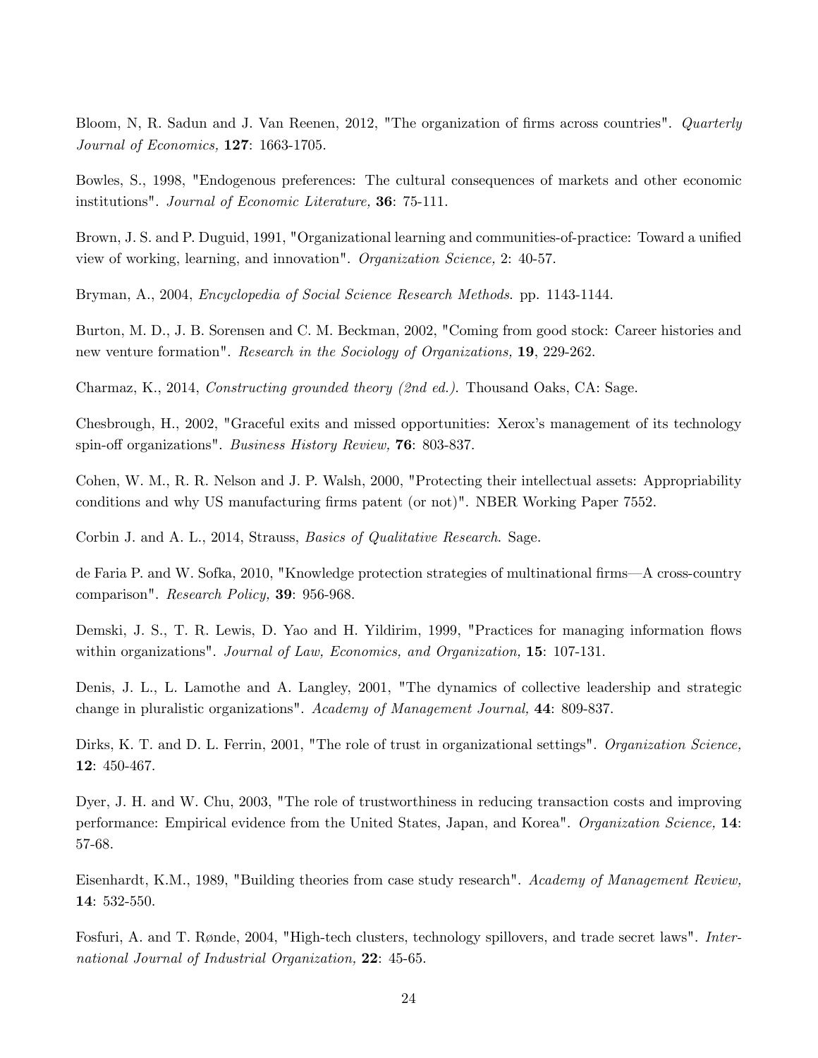Bloom, N, R. Sadun and J. Van Reenen, 2012, "The organization of firms across countries". *Quarterly Journal of Economics,* **127**: 1663-1705.

Bowles, S., 1998, "Endogenous preferences: The cultural consequences of markets and other economic institutions". *Journal of Economic Literature,* **36**: 75-111.

Brown, J. S. and P. Duguid, 1991, "Organizational learning and communities-of-practice: Toward a unified view of working, learning, and innovation". *Organization Science,* 2: 40-57.

Bryman, A., 2004, *Encyclopedia of Social Science Research Methods*. pp. 1143-1144.

Burton, M. D., J. B. Sorensen and C. M. Beckman, 2002, "Coming from good stock: Career histories and new venture formation". *Research in the Sociology of Organizations,* **19**, 229-262.

Charmaz, K., 2014, *Constructing grounded theory (2nd ed.)*. Thousand Oaks, CA: Sage.

Chesbrough, H., 2002, "Graceful exits and missed opportunities: Xerox's management of its technology spin-off organizations". *Business History Review,* **76**: 803-837.

Cohen, W. M., R. R. Nelson and J. P. Walsh, 2000, "Protecting their intellectual assets: Appropriability conditions and why US manufacturing firms patent (or not)". NBER Working Paper 7552.

Corbin J. and A. L., 2014, Strauss, *Basics of Qualitative Research*. Sage.

de Faria P. and W. Sofka, 2010, "Knowledge protection strategies of multinational firms—A cross-country comparison". *Research Policy,* **39**: 956-968.

Demski, J. S., T. R. Lewis, D. Yao and H. Yildirim, 1999, "Practices for managing information flows within organizations". *Journal of Law, Economics, and Organization,* **15**: 107-131.

Denis, J. L., L. Lamothe and A. Langley, 2001, "The dynamics of collective leadership and strategic change in pluralistic organizations". *Academy of Management Journal,* **44**: 809-837.

Dirks, K. T. and D. L. Ferrin, 2001, "The role of trust in organizational settings". *Organization Science,* **12**: 450-467.

Dyer, J. H. and W. Chu, 2003, "The role of trustworthiness in reducing transaction costs and improving performance: Empirical evidence from the United States, Japan, and Korea". *Organization Science,* **14**: 57-68.

Eisenhardt, K.M., 1989, "Building theories from case study research". *Academy of Management Review,* **14**: 532-550.

Fosfuri, A. and T. Rønde, 2004, "High-tech clusters, technology spillovers, and trade secret laws". *International Journal of Industrial Organization,* **22**: 45-65.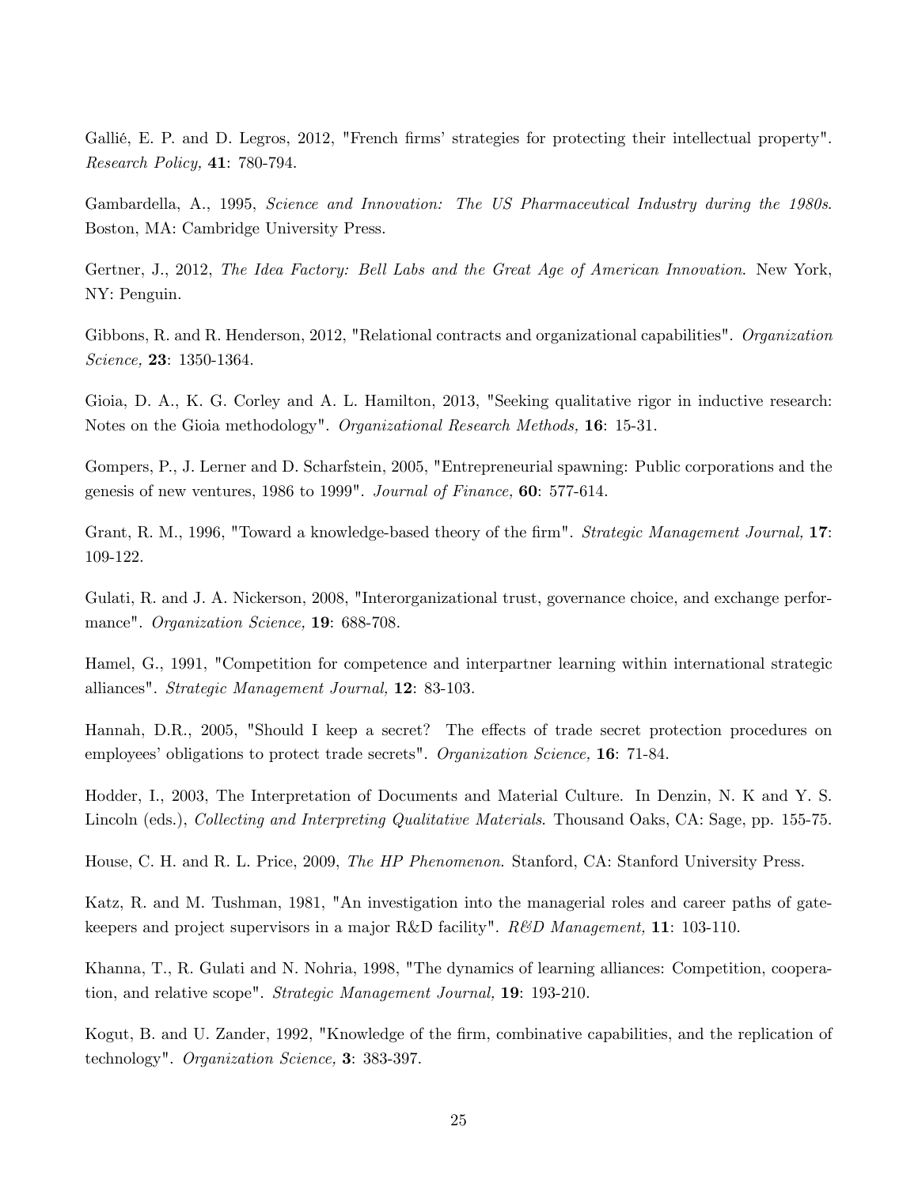Gallié, E. P. and D. Legros, 2012, "French firms' strategies for protecting their intellectual property". *Research Policy,* **41**: 780-794.

Gambardella, A., 1995, *Science and Innovation: The US Pharmaceutical Industry during the 1980s*. Boston, MA: Cambridge University Press.

Gertner, J., 2012, *The Idea Factory: Bell Labs and the Great Age of American Innovation*. New York, NY: Penguin.

Gibbons, R. and R. Henderson, 2012, "Relational contracts and organizational capabilities". *Organization Science,* **23**: 1350-1364.

Gioia, D. A., K. G. Corley and A. L. Hamilton, 2013, "Seeking qualitative rigor in inductive research: Notes on the Gioia methodology". *Organizational Research Methods,* **16**: 15-31.

Gompers, P., J. Lerner and D. Scharfstein, 2005, "Entrepreneurial spawning: Public corporations and the genesis of new ventures, 1986 to 1999". *Journal of Finance,* **60**: 577-614.

Grant, R. M., 1996, "Toward a knowledge-based theory of the firm". *Strategic Management Journal,* **17**: 109-122.

Gulati, R. and J. A. Nickerson, 2008, "Interorganizational trust, governance choice, and exchange performance". *Organization Science,* **19**: 688-708.

Hamel, G., 1991, "Competition for competence and interpartner learning within international strategic alliances". *Strategic Management Journal,* **12**: 83-103.

Hannah, D.R., 2005, "Should I keep a secret? The effects of trade secret protection procedures on employees' obligations to protect trade secrets". *Organization Science,* **16**: 71-84.

Hodder, I., 2003, The Interpretation of Documents and Material Culture. In Denzin, N. K and Y. S. Lincoln (eds.), *Collecting and Interpreting Qualitative Materials*. Thousand Oaks, CA: Sage, pp. 155-75.

House, C. H. and R. L. Price, 2009, *The HP Phenomenon*. Stanford, CA: Stanford University Press.

Katz, R. and M. Tushman, 1981, "An investigation into the managerial roles and career paths of gatekeepers and project supervisors in a major R&D facility". *R&D Management,* **11**: 103-110.

Khanna, T., R. Gulati and N. Nohria, 1998, "The dynamics of learning alliances: Competition, cooperation, and relative scope". *Strategic Management Journal,* **19**: 193-210.

Kogut, B. and U. Zander, 1992, "Knowledge of the firm, combinative capabilities, and the replication of technology". *Organization Science,* **3**: 383-397.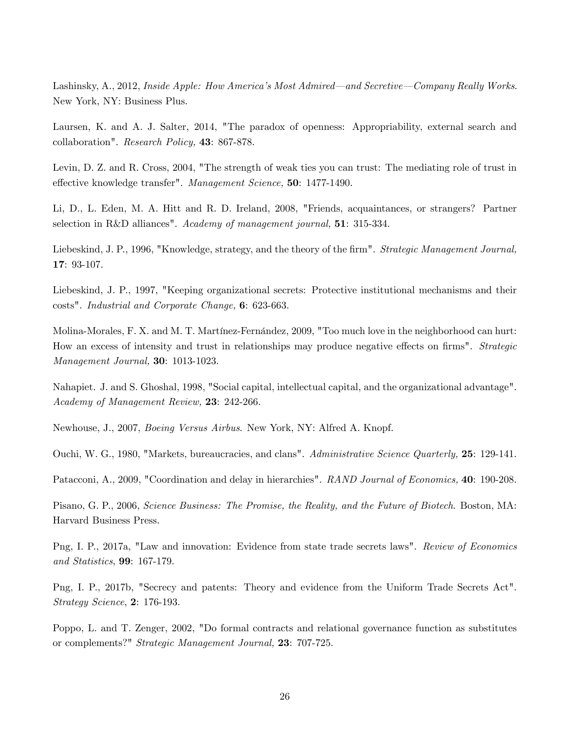Lashinsky, A., 2012, *Inside Apple: How America's Most Admired—and Secretive—Company Really Works*. New York, NY: Business Plus.

Laursen, K. and A. J. Salter, 2014, "The paradox of openness: Appropriability, external search and collaboration". *Research Policy,* **43**: 867-878.

Levin, D. Z. and R. Cross, 2004, "The strength of weak ties you can trust: The mediating role of trust in effective knowledge transfer". *Management Science,* **50**: 1477-1490.

Li, D., L. Eden, M. A. Hitt and R. D. Ireland, 2008, "Friends, acquaintances, or strangers? Partner selection in R&D alliances". *Academy of management journal,* **51**: 315-334.

Liebeskind, J. P., 1996, "Knowledge, strategy, and the theory of the firm". *Strategic Management Journal,* **17**: 93-107.

Liebeskind, J. P., 1997, "Keeping organizational secrets: Protective institutional mechanisms and their costs". *Industrial and Corporate Change,* **6**: 623-663.

Molina-Morales, F. X. and M. T. Martínez-Fernández, 2009, "Too much love in the neighborhood can hurt: How an excess of intensity and trust in relationships may produce negative effects on firms". *Strategic Management Journal,* **30**: 1013-1023.

Nahapiet. J. and S. Ghoshal, 1998, "Social capital, intellectual capital, and the organizational advantage". *Academy of Management Review,* **23**: 242-266.

Newhouse, J., 2007, *Boeing Versus Airbus*. New York, NY: Alfred A. Knopf.

Ouchi, W. G., 1980, "Markets, bureaucracies, and clans". *Administrative Science Quarterly,* **25**: 129-141.

Patacconi, A., 2009, "Coordination and delay in hierarchies". *RAND Journal of Economics,* **40**: 190-208.

Pisano, G. P., 2006, *Science Business: The Promise, the Reality, and the Future of Biotech*. Boston, MA: Harvard Business Press.

Png, I. P., 2017a, "Law and innovation: Evidence from state trade secrets laws". *Review of Economics and Statistics*, **99**: 167-179.

Png, I. P., 2017b, "Secrecy and patents: Theory and evidence from the Uniform Trade Secrets Act". *Strategy Science*, **2**: 176-193.

Poppo, L. and T. Zenger, 2002, "Do formal contracts and relational governance function as substitutes or complements?" *Strategic Management Journal,* **23**: 707-725.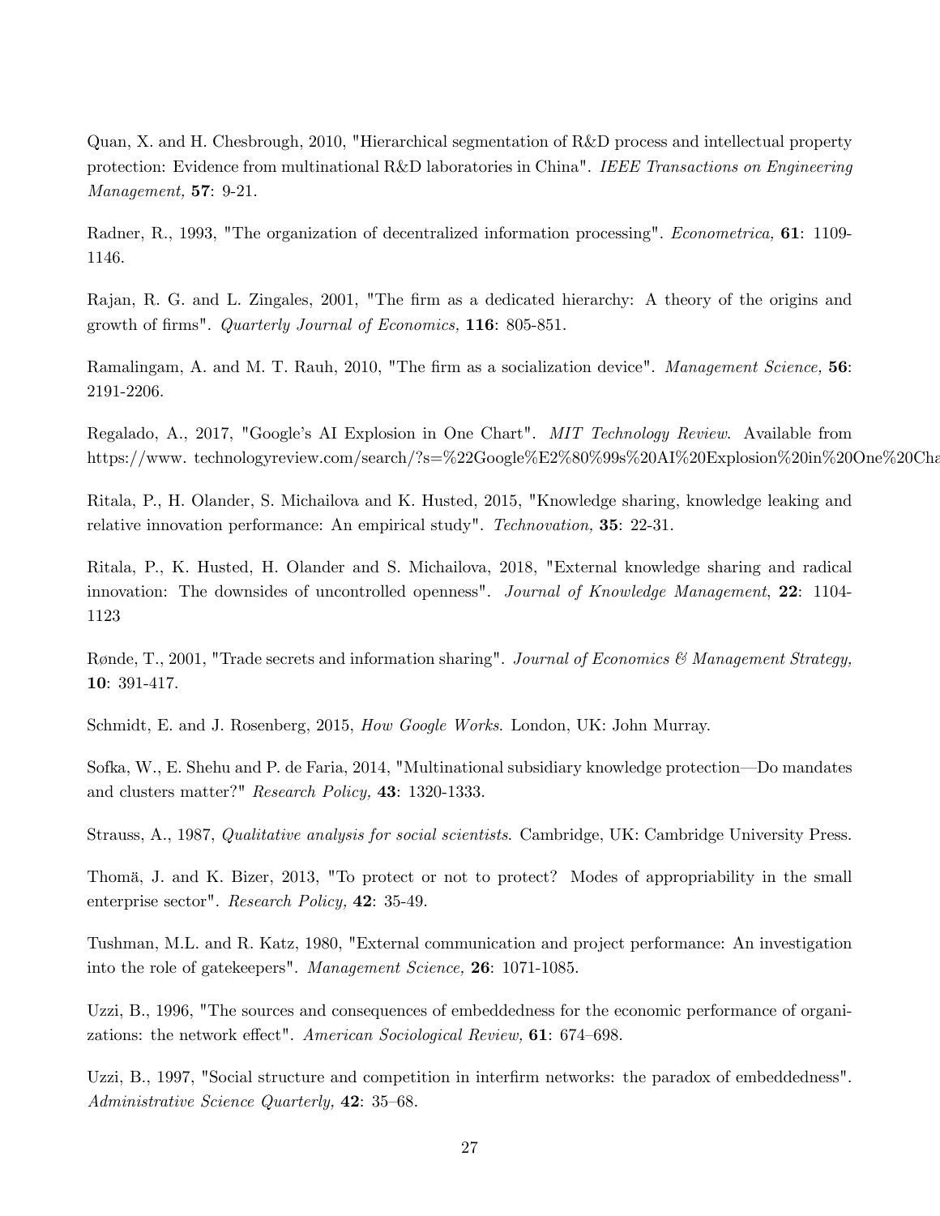Quan, X. and H. Chesbrough, 2010, "Hierarchical segmentation of R&D process and intellectual property protection: Evidence from multinational R&D laboratories in China". *IEEE Transactions on Engineering Management,* **57**: 9-21.

Radner, R., 1993, "The organization of decentralized information processing". *Econometrica,* **61**: 1109-1146.

Rajan, R. G. and L. Zingales, 2001, "The firm as a dedicated hierarchy: A theory of the origins and growth of firms". *Quarterly Journal of Economics,* **116**: 805-851.

Ramalingam, A. and M. T. Rauh, 2010, "The firm as a socialization device". *Management Science,* **56**: 2191-2206.

Regalado, A., 2017, "Google's AI Explosion in One Chart". *MIT Technology Review*. Available from https://www. technologyreview.com/search/?s=%22Google%E2%80%99s%20AI%20Explosion%20in%20One%20Cha

Ritala, P., H. Olander, S. Michailova and K. Husted, 2015, "Knowledge sharing, knowledge leaking and relative innovation performance: An empirical study". *Technovation,* **35**: 22-31.

Ritala, P., K. Husted, H. Olander and S. Michailova, 2018, "External knowledge sharing and radical innovation: The downsides of uncontrolled openness". *Journal of Knowledge Management*, **22**: 1104-1123

Rønde, T., 2001, "Trade secrets and information sharing". *Journal of Economics & Management Strategy,* **10**: 391-417.

Schmidt, E. and J. Rosenberg, 2015, *How Google Works*. London, UK: John Murray.

Sofka, W., E. Shehu and P. de Faria, 2014, "Multinational subsidiary knowledge protection—Do mandates and clusters matter?" *Research Policy,* **43**: 1320-1333.

Strauss, A., 1987, *Qualitative analysis for social scientists*. Cambridge, UK: Cambridge University Press.

Thomä, J. and K. Bizer, 2013, "To protect or not to protect? Modes of appropriability in the small enterprise sector". *Research Policy,* **42**: 35-49.

Tushman, M.L. and R. Katz, 1980, "External communication and project performance: An investigation into the role of gatekeepers". *Management Science,* **26**: 1071-1085.

Uzzi, B., 1996, "The sources and consequences of embeddedness for the economic performance of organizations: the network effect". *American Sociological Review,* **61**: 674–698.

Uzzi, B., 1997, "Social structure and competition in interfirm networks: the paradox of embeddedness". *Administrative Science Quarterly,* **42**: 35–68.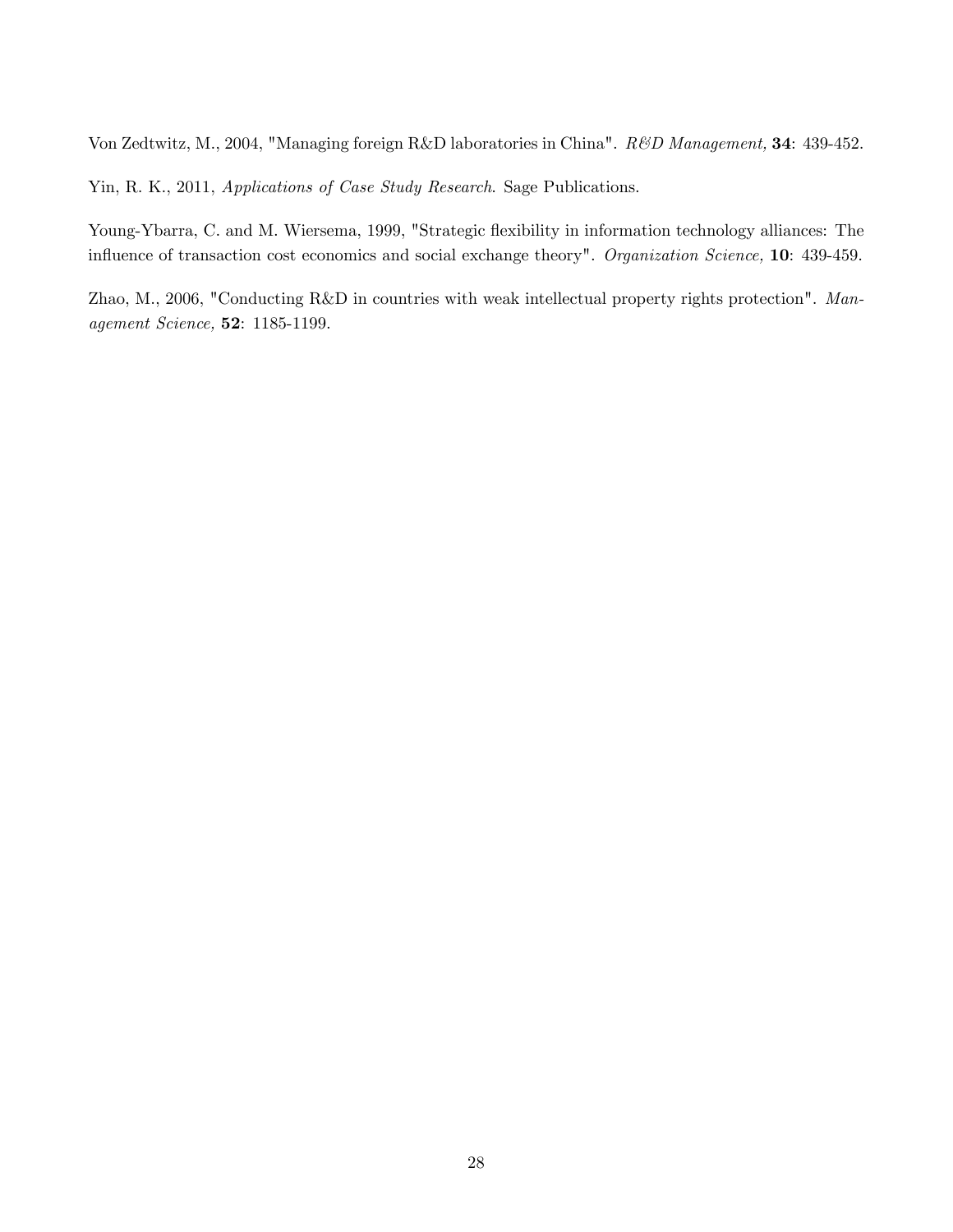Von Zedtwitz, M., 2004, "Managing foreign R&D laboratories in China". *R&D Management,* **34**: 439-452.

Yin, R. K., 2011, *Applications of Case Study Research*. Sage Publications.

Young-Ybarra, C. and M. Wiersema, 1999, "Strategic flexibility in information technology alliances: The influence of transaction cost economics and social exchange theory". *Organization Science,* **10**: 439-459.

Zhao, M., 2006, "Conducting R&D in countries with weak intellectual property rights protection". *Management Science,* **52**: 1185-1199.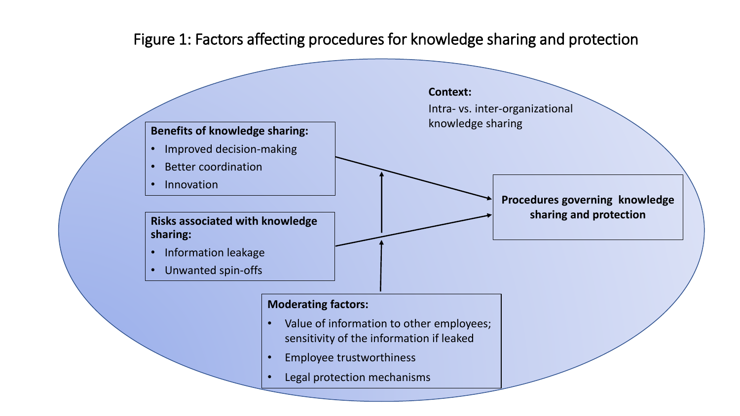Figure 1: Factors affecting procedures for knowledge sharing and protection

**Context:**
Intra- vs. inter-organizational knowledge sharing

**Benefits of knowledge sharing:**

- Improved decision-making
- Better coordination
- Innovation

**Risks associated with knowledge sharing:**

- Information leakage
- Unwanted spin-offs

**Procedures governing knowledge sharing and protection**

**Moderating factors:**

- Value of information to other employees; sensitivity of the information if leaked
- Employee trustworthiness
- Legal protection mechanisms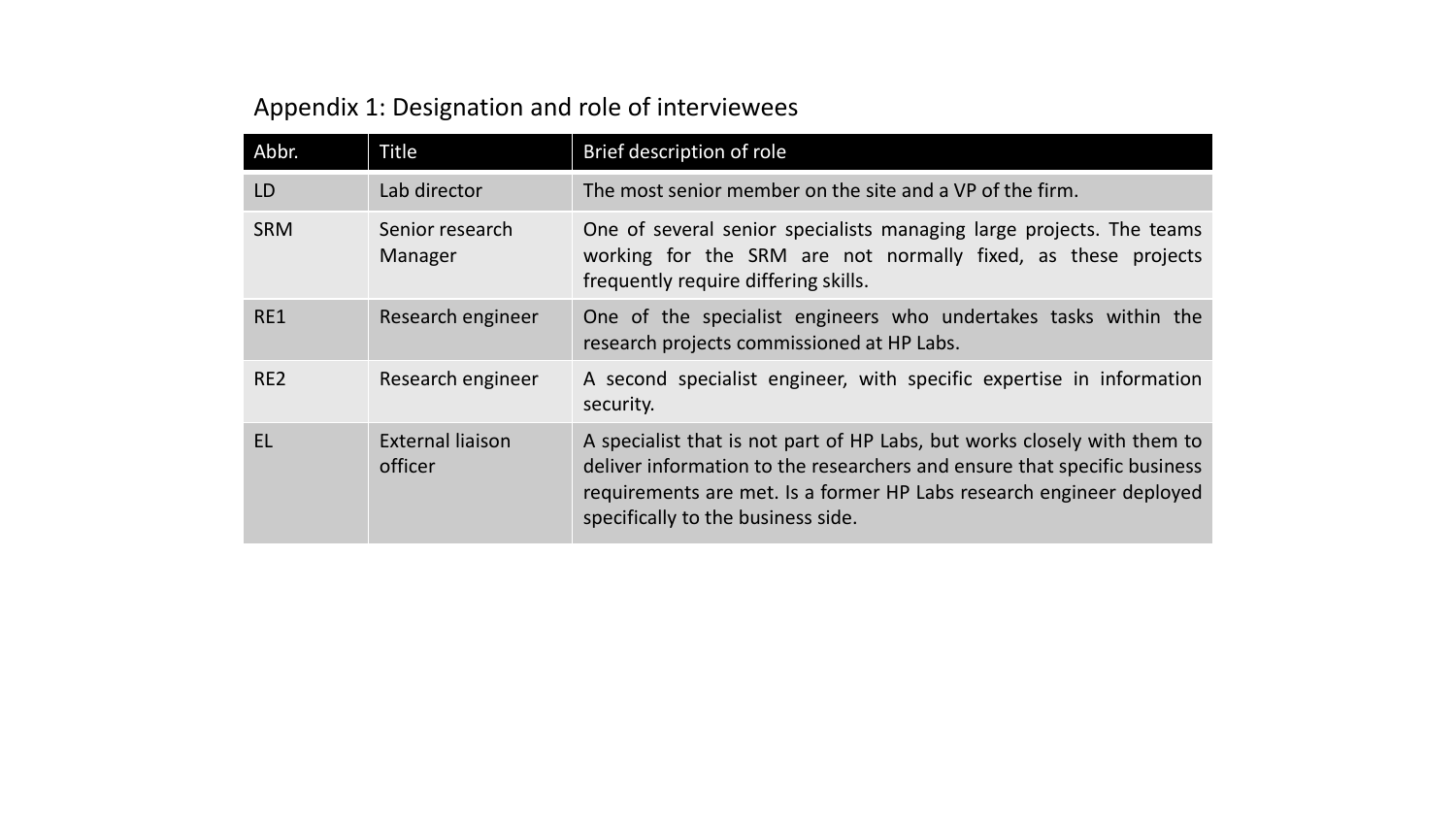Appendix 1: Designation and role of interviewees

| Abbr. | Title | Brief description of role |
|---|---|---|
| LD | Lab director | The most senior member on the site and a VP of the firm. |
| SRM | Senior research Manager | One of several senior specialists managing large projects. The teams working for the SRM are not normally fixed, as these projects frequently require differing skills. |
| RE1 | Research engineer | One of the specialist engineers who undertakes tasks within the research projects commissioned at HP Labs. |
| RE2 | Research engineer | A second specialist engineer, with specific expertise in information security. |
| EL | External liaison officer | A specialist that is not part of HP Labs, but works closely with them to deliver information to the researchers and ensure that specific business requirements are met. Is a former HP Labs research engineer deployed specifically to the business side. |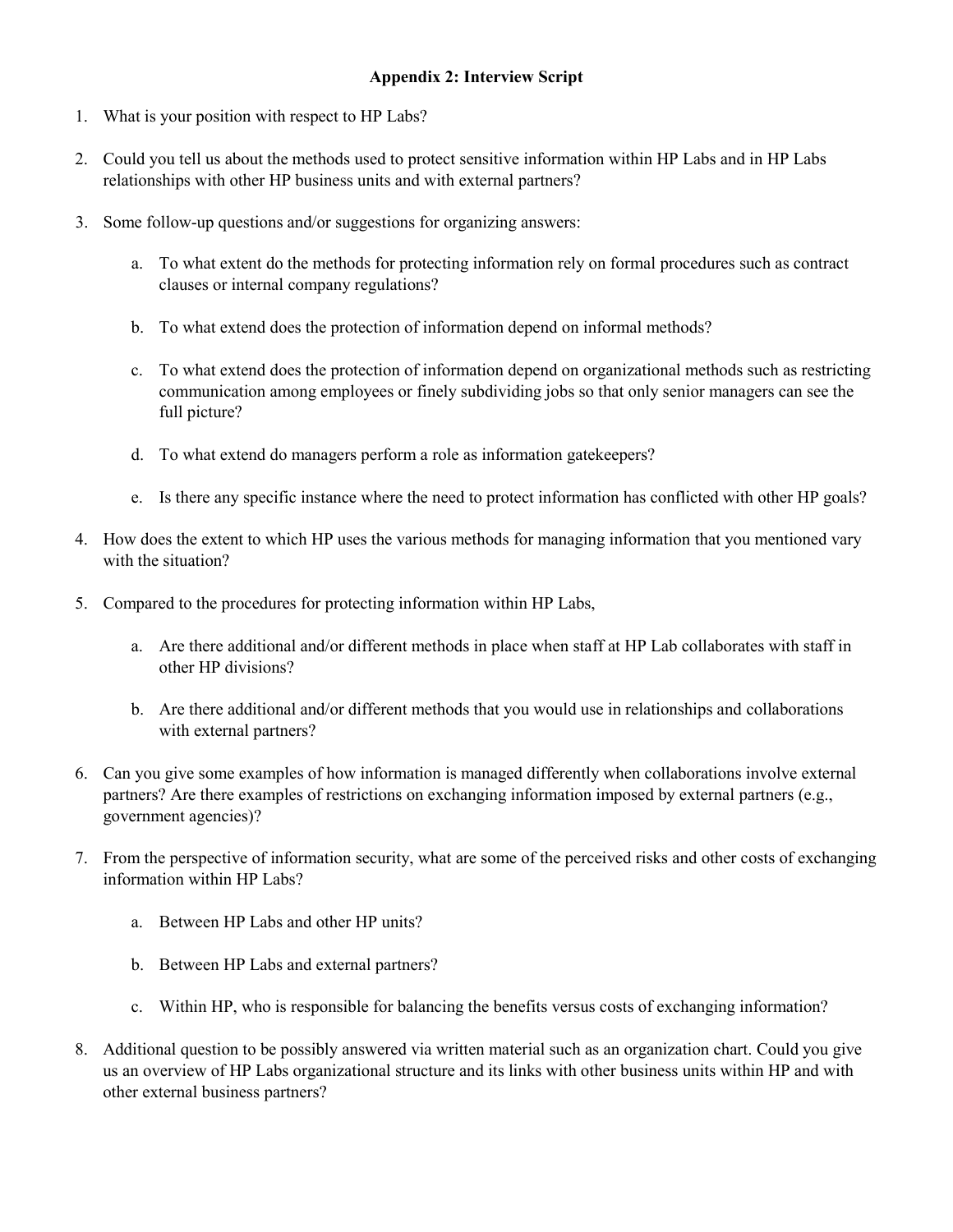**Appendix 2: Interview Script**

1. What is your position with respect to HP Labs?

2. Could you tell us about the methods used to protect sensitive information within HP Labs and in HP Labs relationships with other HP business units and with external partners?

3. Some follow-up questions and/or suggestions for organizing answers:

    a. To what extent do the methods for protecting information rely on formal procedures such as contract clauses or internal company regulations?

    b. To what extend does the protection of information depend on informal methods?

    c. To what extend does the protection of information depend on organizational methods such as restricting communication among employees or finely subdividing jobs so that only senior managers can see the full picture?

    d. To what extend do managers perform a role as information gatekeepers?

    e. Is there any specific instance where the need to protect information has conflicted with other HP goals?

4. How does the extent to which HP uses the various methods for managing information that you mentioned vary with the situation?

5. Compared to the procedures for protecting information within HP Labs,

    a. Are there additional and/or different methods in place when staff at HP Lab collaborates with staff in other HP divisions?

    b. Are there additional and/or different methods that you would use in relationships and collaborations with external partners?

6. Can you give some examples of how information is managed differently when collaborations involve external partners? Are there examples of restrictions on exchanging information imposed by external partners (e.g., government agencies)?

7. From the perspective of information security, what are some of the perceived risks and other costs of exchanging information within HP Labs?

    a. Between HP Labs and other HP units?

    b. Between HP Labs and external partners?

    c. Within HP, who is responsible for balancing the benefits versus costs of exchanging information?

8. Additional question to be possibly answered via written material such as an organization chart. Could you give us an overview of HP Labs organizational structure and its links with other business units within HP and with other external business partners?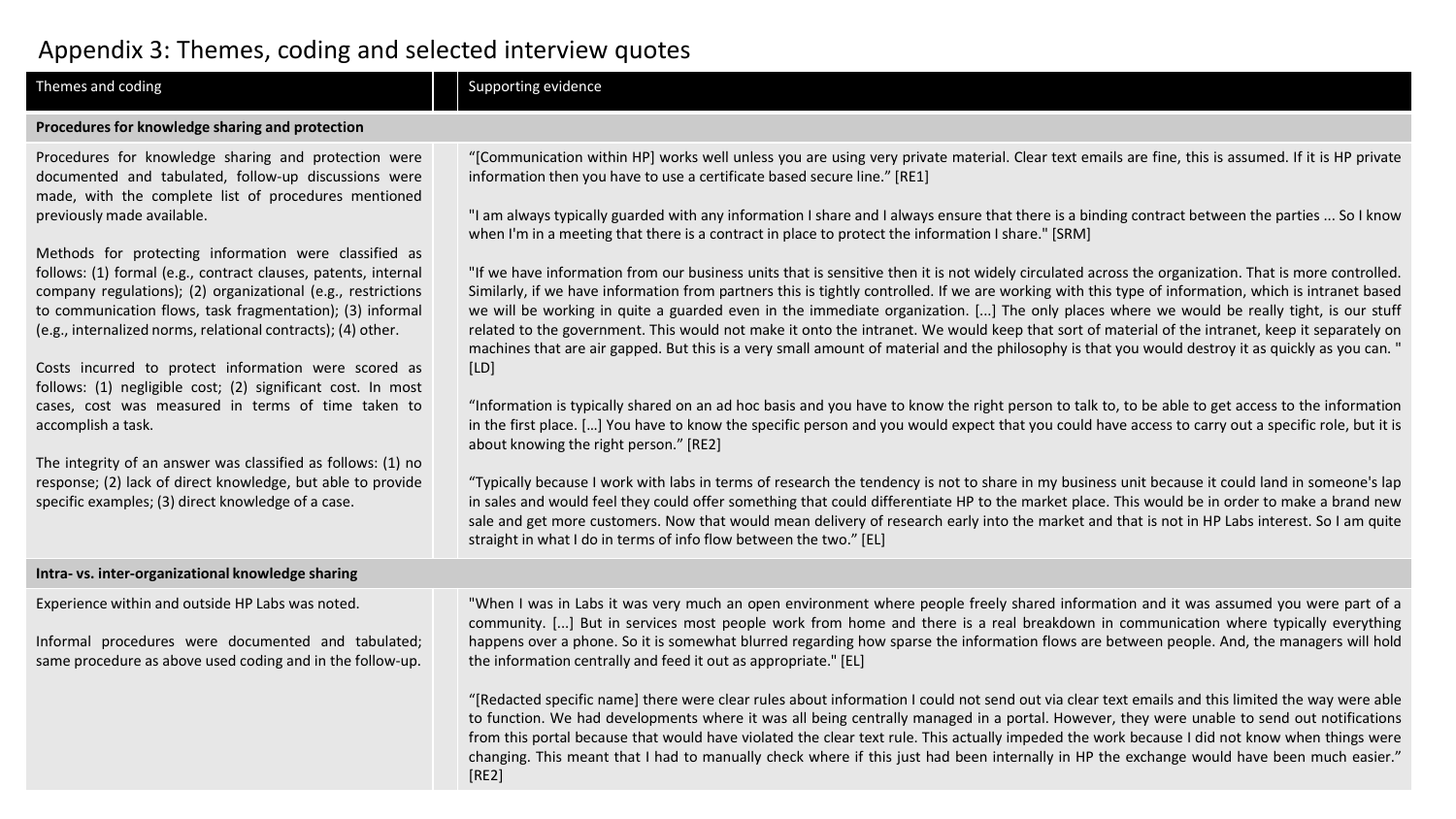# Appendix 3: Themes, coding and selected interview quotes

| Themes and coding | Supporting evidence |
|---|---|
| **Procedures for knowledge sharing and protection** | |
| Procedures for knowledge sharing and protection were documented and tabulated, follow-up discussions were made, with the complete list of procedures mentioned previously made available.<br><br>Methods for protecting information were classified as follows: (1) formal (e.g., contract clauses, patents, internal company regulations); (2) organizational (e.g., restrictions to communication flows, task fragmentation); (3) informal (e.g., internalized norms, relational contracts); (4) other.<br><br>Costs incurred to protect information were scored as follows: (1) negligible cost; (2) significant cost. In most cases, cost was measured in terms of time taken to accomplish a task.<br><br>The integrity of an answer was classified as follows: (1) no response; (2) lack of direct knowledge, but able to provide specific examples; (3) direct knowledge of a case. | "[Communication within HP] works well unless you are using very private material. Clear text emails are fine, this is assumed. If it is HP private information then you have to use a certificate based secure line." [RE1]<br><br>"I am always typically guarded with any information I share and I always ensure that there is a binding contract between the parties ... So I know when I'm in a meeting that there is a contract in place to protect the information I share." [SRM]<br><br>"If we have information from our business units that is sensitive then it is not widely circulated across the organization. That is more controlled. Similarly, if we have information from partners this is tightly controlled. If we are working with this type of information, which is intranet based we will be working in quite a guarded even in the immediate organization. [...] The only places where we would be really tight, is our stuff related to the government. This would not make it onto the intranet. We would keep that sort of material of the intranet, keep it separately on machines that are air gapped. But this is a very small amount of material and the philosophy is that you would destroy it as quickly as you can. " [LD]<br><br>"Information is typically shared on an ad hoc basis and you have to know the right person to talk to, to be able to get access to the information in the first place. […] You have to know the specific person and you would expect that you could have access to carry out a specific role, but it is about knowing the right person." [RE2]<br><br>"Typically because I work with labs in terms of research the tendency is not to share in my business unit because it could land in someone's lap in sales and would feel they could offer something that could differentiate HP to the market place. This would be in order to make a brand new sale and get more customers. Now that would mean delivery of research early into the market and that is not in HP Labs interest. So I am quite straight in what I do in terms of info flow between the two." [EL] |
| **Intra- vs. inter-organizational knowledge sharing** | |
| Experience within and outside HP Labs was noted.<br><br>Informal procedures were documented and tabulated; same procedure as above used coding and in the follow-up. | "When I was in Labs it was very much an open environment where people freely shared information and it was assumed you were part of a community. [...] But in services most people work from home and there is a real breakdown in communication where typically everything happens over a phone. So it is somewhat blurred regarding how sparse the information flows are between people. And, the managers will hold the information centrally and feed it out as appropriate." [EL]<br><br>"[Redacted specific name] there were clear rules about information I could not send out via clear text emails and this limited the way were able to function. We had developments where it was all being centrally managed in a portal. However, they were unable to send out notifications from this portal because that would have violated the clear text rule. This actually impeded the work because I did not know when things were changing. This meant that I had to manually check where if this just had been internally in HP the exchange would have been much easier." [RE2] |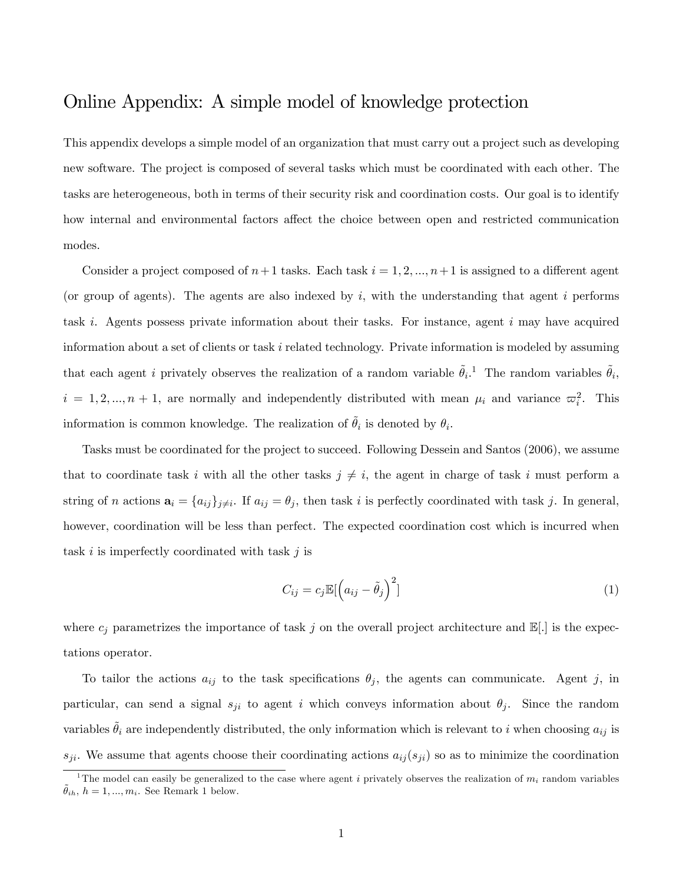# Online Appendix: A simple model of knowledge protection

This appendix develops a simple model of an organization that must carry out a project such as developing new software. The project is composed of several tasks which must be coordinated with each other. The tasks are heterogeneous, both in terms of their security risk and coordination costs. Our goal is to identify how internal and environmental factors affect the choice between open and restricted communication modes.

Consider a project composed of $n+1$ tasks. Each task $i = 1, 2, ..., n+1$ is assigned to a different agent (or group of agents). The agents are also indexed by $i$, with the understanding that agent $i$ performs task $i$. Agents possess private information about their tasks. For instance, agent $i$ may have acquired information about a set of clients or task $i$ related technology. Private information is modeled by assuming that each agent $i$ privately observes the realization of a random variable $\tilde{\theta}_i$.[1] The random variables $\tilde{\theta}_i$, $i = 1, 2, ..., n+1$, are normally and independently distributed with mean $\mu_i$ and variance $\varpi_i^2$. This information is common knowledge. The realization of $\tilde{\theta}_i$ is denoted by $\theta_i$.

Tasks must be coordinated for the project to succeed. Following Dessein and Santos (2006), we assume that to coordinate task $i$ with all the other tasks $j \neq i$, the agent in charge of task $i$ must perform a string of $n$ actions $\mathbf{a}_i = \{a_{ij}\}_{j \neq i}$. If $a_{ij} = \theta_j$, then task $i$ is perfectly coordinated with task $j$. In general, however, coordination will be less than perfect. The expected coordination cost which is incurred when task $i$ is imperfectly coordinated with task $j$ is

$$C_{ij} = c_j \mathbb{E}[\left(a_{ij} - \tilde{\theta}_j\right)^2] \tag{1}$$

where $c_j$ parametrizes the importance of task $j$ on the overall project architecture and $\mathbb{E}[.]$ is the expectations operator.

To tailor the actions $a_{ij}$ to the task specifications $\theta_j$, the agents can communicate. Agent $j$, in particular, can send a signal $s_{ji}$ to agent $i$ which conveys information about $\theta_j$. Since the random variables $\tilde{\theta}_i$ are independently distributed, the only information which is relevant to $i$ when choosing $a_{ij}$ is $s_{ji}$. We assume that agents choose their coordinating actions $a_{ij}(s_{ji})$ so as to minimize the coordination

[1] The model can easily be generalized to the case where agent $i$ privately observes the realization of $m_i$ random variables $\tilde{\theta}_{ih}$, $h = 1, ..., m_i$. See Remark 1 below.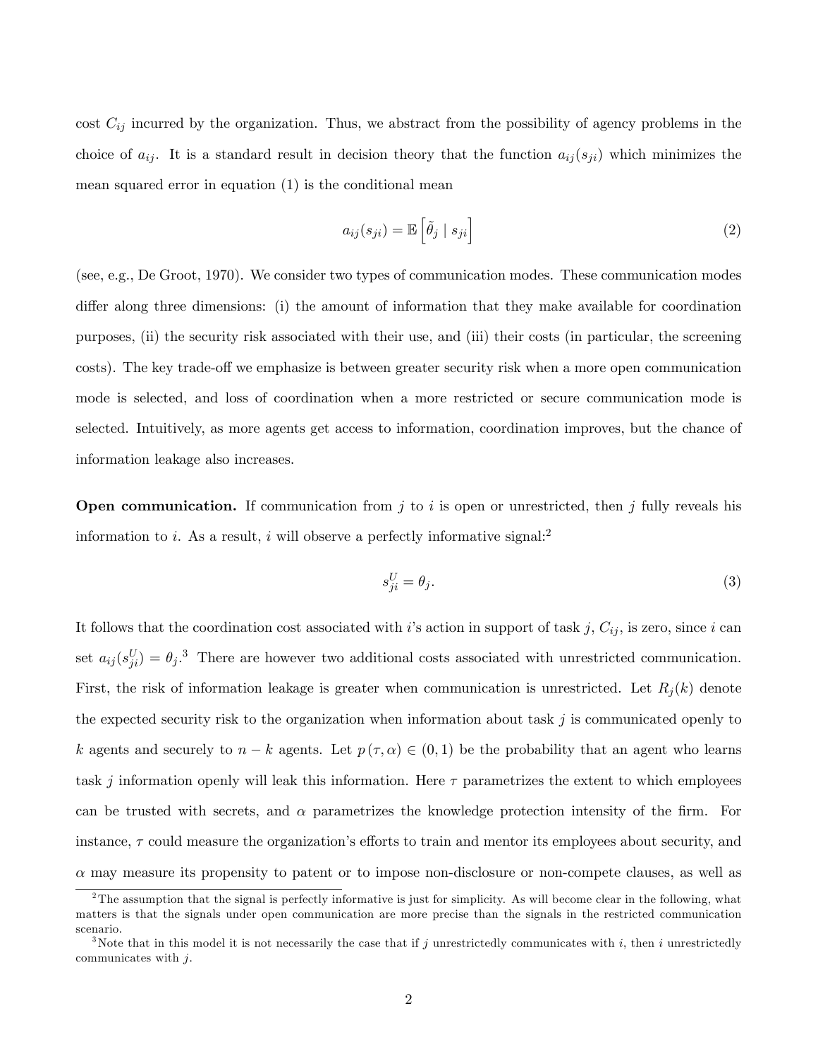cost $C_{ij}$ incurred by the organization. Thus, we abstract from the possibility of agency problems in the choice of $a_{ij}$. It is a standard result in decision theory that the function $a_{ij}(s_{ji})$ which minimizes the mean squared error in equation (1) is the conditional mean

$$a_{ij}(s_{ji}) = \mathbb{E}\left[\tilde{\theta}_j \mid s_{ji}\right] \tag{2}$$

(see, e.g., De Groot, 1970). We consider two types of communication modes. These communication modes differ along three dimensions: (i) the amount of information that they make available for coordination purposes, (ii) the security risk associated with their use, and (iii) their costs (in particular, the screening costs). The key trade-off we emphasize is between greater security risk when a more open communication mode is selected, and loss of coordination when a more restricted or secure communication mode is selected. Intuitively, as more agents get access to information, coordination improves, but the chance of information leakage also increases.

**Open communication.** If communication from $j$ to $i$ is open or unrestricted, then $j$ fully reveals his information to $i$. As a result, $i$ will observe a perfectly informative signal:[2]

$$s_{ji}^{U} = \theta_j. \tag{3}$$

It follows that the coordination cost associated with $i$'s action in support of task $j$, $C_{ij}$, is zero, since $i$ can set $a_{ij}(s_{ji}^{U}) = \theta_j$.[3] There are however two additional costs associated with unrestricted communication. First, the risk of information leakage is greater when communication is unrestricted. Let $R_j(k)$ denote the expected security risk to the organization when information about task $j$ is communicated openly to $k$ agents and securely to $n-k$ agents. Let $p(\tau, \alpha) \in (0,1)$ be the probability that an agent who learns task $j$ information openly will leak this information. Here $\tau$ parametrizes the extent to which employees can be trusted with secrets, and $\alpha$ parametrizes the knowledge protection intensity of the firm. For instance, $\tau$ could measure the organization's efforts to train and mentor its employees about security, and $\alpha$ may measure its propensity to patent or to impose non-disclosure or non-compete clauses, as well as

[2] The assumption that the signal is perfectly informative is just for simplicity. As will become clear in the following, what matters is that the signals under open communication are more precise than the signals in the restricted communication scenario.

[3] Note that in this model it is not necessarily the case that if $j$ unrestrictedly communicates with $i$, then $i$ unrestrictedly communicates with $j$.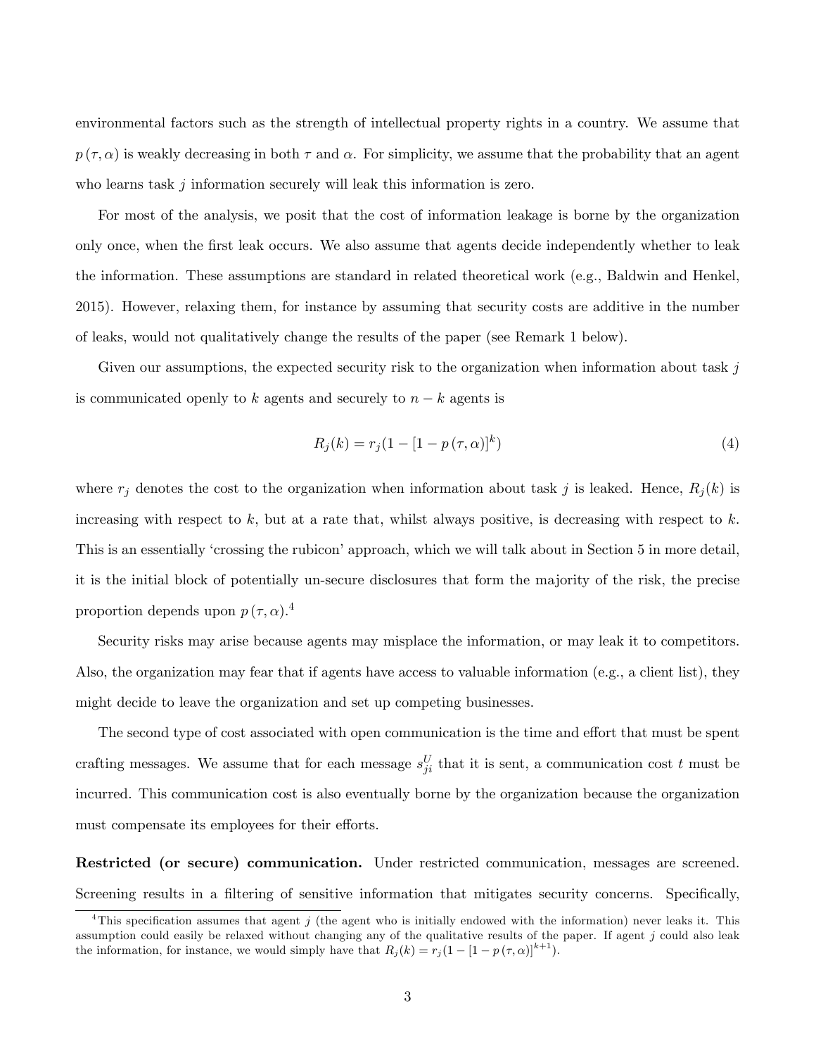environmental factors such as the strength of intellectual property rights in a country. We assume that $p(\tau, \alpha)$ is weakly decreasing in both $\tau$ and $\alpha$. For simplicity, we assume that the probability that an agent who learns task $j$ information securely will leak this information is zero.

For most of the analysis, we posit that the cost of information leakage is borne by the organization only once, when the first leak occurs. We also assume that agents decide independently whether to leak the information. These assumptions are standard in related theoretical work (e.g., Baldwin and Henkel, 2015). However, relaxing them, for instance by assuming that security costs are additive in the number of leaks, would not qualitatively change the results of the paper (see Remark 1 below).

Given our assumptions, the expected security risk to the organization when information about task $j$ is communicated openly to $k$ agents and securely to $n-k$ agents is

$$R_j(k) = r_j(1 - [1 - p(\tau, \alpha)]^k) \tag{4}$$

where $r_j$ denotes the cost to the organization when information about task $j$ is leaked. Hence, $R_j(k)$ is increasing with respect to $k$, but at a rate that, whilst always positive, is decreasing with respect to $k$. This is an essentially 'crossing the rubicon' approach, which we will talk about in Section 5 in more detail, it is the initial block of potentially un-secure disclosures that form the majority of the risk, the precise proportion depends upon $p(\tau, \alpha)$.[4]

Security risks may arise because agents may misplace the information, or may leak it to competitors. Also, the organization may fear that if agents have access to valuable information (e.g., a client list), they might decide to leave the organization and set up competing businesses.

The second type of cost associated with open communication is the time and effort that must be spent crafting messages. We assume that for each message $s_{ji}^U$ that it is sent, a communication cost $t$ must be incurred. This communication cost is also eventually borne by the organization because the organization must compensate its employees for their efforts.

**Restricted (or secure) communication.** Under restricted communication, messages are screened. Screening results in a filtering of sensitive information that mitigates security concerns. Specifically,

[4] This specification assumes that agent $j$ (the agent who is initially endowed with the information) never leaks it. This assumption could easily be relaxed without changing any of the qualitative results of the paper. If agent $j$ could also leak the information, for instance, we would simply have that $R_j(k) = r_j(1 - [1 - p(\tau, \alpha)]^{k+1})$.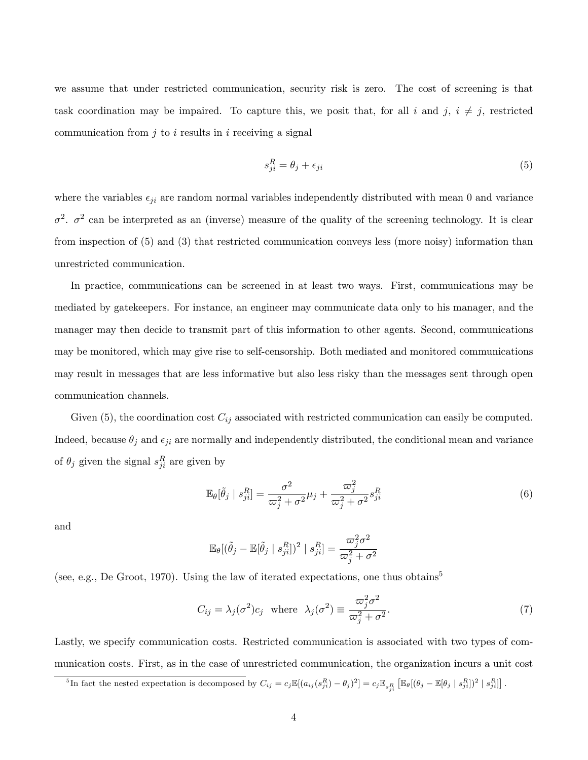we assume that under restricted communication, security risk is zero. The cost of screening is that task coordination may be impaired. To capture this, we posit that, for all $i$ and $j$, $i \neq j$, restricted communication from $j$ to $i$ results in $i$ receiving a signal

$$s_{ji}^R = \theta_j + \epsilon_{ji} \tag{5}$$

where the variables $\epsilon_{ji}$ are random normal variables independently distributed with mean 0 and variance $\sigma^2$. $\sigma^2$ can be interpreted as an (inverse) measure of the quality of the screening technology. It is clear from inspection of (5) and (3) that restricted communication conveys less (more noisy) information than unrestricted communication.

In practice, communications can be screened in at least two ways. First, communications may be mediated by gatekeepers. For instance, an engineer may communicate data only to his manager, and the manager may then decide to transmit part of this information to other agents. Second, communications may be monitored, which may give rise to self-censorship. Both mediated and monitored communications may result in messages that are less informative but also less risky than the messages sent through open communication channels.

Given (5), the coordination cost $C_{ij}$ associated with restricted communication can easily be computed. Indeed, because $\theta_j$ and $\epsilon_{ji}$ are normally and independently distributed, the conditional mean and variance of $\theta_j$ given the signal $s_{ji}^R$ are given by

$$\mathbb{E}_\theta[\tilde{\theta}_j \mid s_{ji}^R] = \frac{\sigma^2}{\varpi_j^2 + \sigma^2}\mu_j + \frac{\varpi_j^2}{\varpi_j^2 + \sigma^2} s_{ji}^R \tag{6}$$

and

$$\mathbb{E}_\theta[(\tilde{\theta}_j - \mathbb{E}[\tilde{\theta}_j \mid s_{ji}^R])^2 \mid s_{ji}^R] = \frac{\varpi_j^2 \sigma^2}{\varpi_j^2 + \sigma^2}$$

(see, e.g., De Groot, 1970). Using the law of iterated expectations, one thus obtains[5]

$$C_{ij} = \lambda_j(\sigma^2) c_j \quad \text{where} \quad \lambda_j(\sigma^2) \equiv \frac{\varpi_j^2 \sigma^2}{\varpi_j^2 + \sigma^2}. \tag{7}$$

Lastly, we specify communication costs. Restricted communication is associated with two types of communication costs. First, as in the case of unrestricted communication, the organization incurs a unit cost

[5] In fact the nested expectation is decomposed by $C_{ij} = c_j \mathbb{E}[(a_{ij}(s_{ji}^R) - \theta_j)^2] = c_j \mathbb{E}_{s_{ji}^R}\left[\mathbb{E}_\theta[(\theta_j - \mathbb{E}[\theta_j \mid s_{ji}^R])^2 \mid s_{ji}^R]\right]$.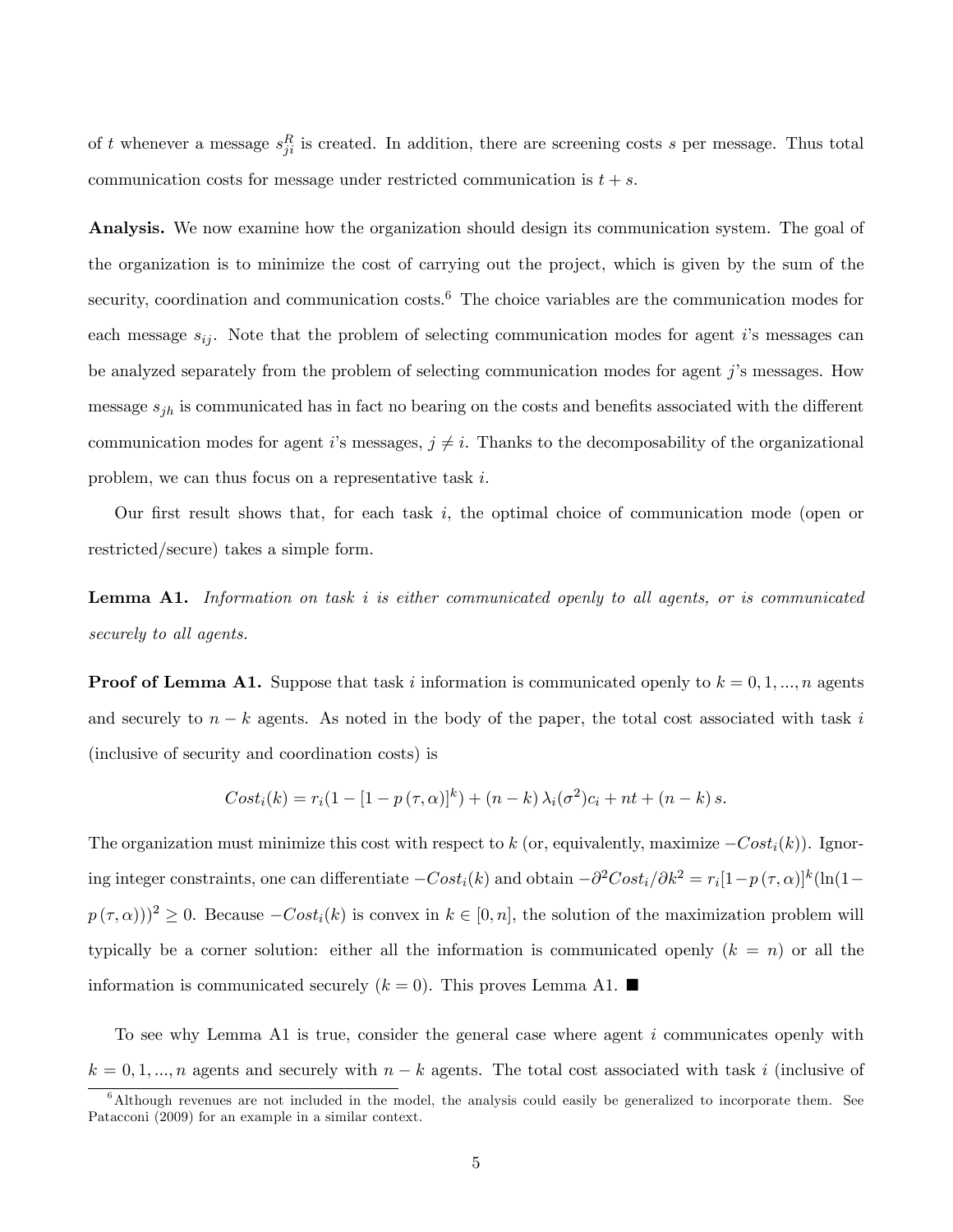of $t$ whenever a message $s_{ji}^R$ is created. In addition, there are screening costs $s$ per message. Thus total communication costs for message under restricted communication is $t + s$.

**Analysis.** We now examine how the organization should design its communication system. The goal of the organization is to minimize the cost of carrying out the project, which is given by the sum of the security, coordination and communication costs.[6] The choice variables are the communication modes for each message $s_{ij}$. Note that the problem of selecting communication modes for agent $i$'s messages can be analyzed separately from the problem of selecting communication modes for agent $j$'s messages. How message $s_{jh}$ is communicated has in fact no bearing on the costs and benefits associated with the different communication modes for agent $i$'s messages, $j \neq i$. Thanks to the decomposability of the organizational problem, we can thus focus on a representative task $i$.

Our first result shows that, for each task $i$, the optimal choice of communication mode (open or restricted/secure) takes a simple form.

**Lemma A1.** *Information on task $i$ is either communicated openly to all agents, or is communicated securely to all agents.*

**Proof of Lemma A1.** Suppose that task $i$ information is communicated openly to $k = 0, 1, ..., n$ agents and securely to $n - k$ agents. As noted in the body of the paper, the total cost associated with task $i$ (inclusive of security and coordination costs) is

$$Cost_i(k) = r_i(1 - [1 - p(\tau, \alpha)]^k) + (n - k)\,\lambda_i(\sigma^2)c_i + nt + (n - k)\,s.$$

The organization must minimize this cost with respect to $k$ (or, equivalently, maximize $-Cost_i(k)$). Ignoring integer constraints, one can differentiate $-Cost_i(k)$ and obtain $-\partial^2 Cost_i/\partial k^2 = r_i[1 - p(\tau, \alpha)]^k(\ln(1 - p(\tau, \alpha)))^2 \geq 0$. Because $-Cost_i(k)$ is convex in $k \in [0, n]$, the solution of the maximization problem will typically be a corner solution: either all the information is communicated openly ($k = n$) or all the information is communicated securely ($k = 0$). This proves Lemma A1. ■

To see why Lemma A1 is true, consider the general case where agent $i$ communicates openly with $k = 0, 1, ..., n$ agents and securely with $n - k$ agents. The total cost associated with task $i$ (inclusive of

[6] Although revenues are not included in the model, the analysis could easily be generalized to incorporate them. See Patacconi (2009) for an example in a similar context.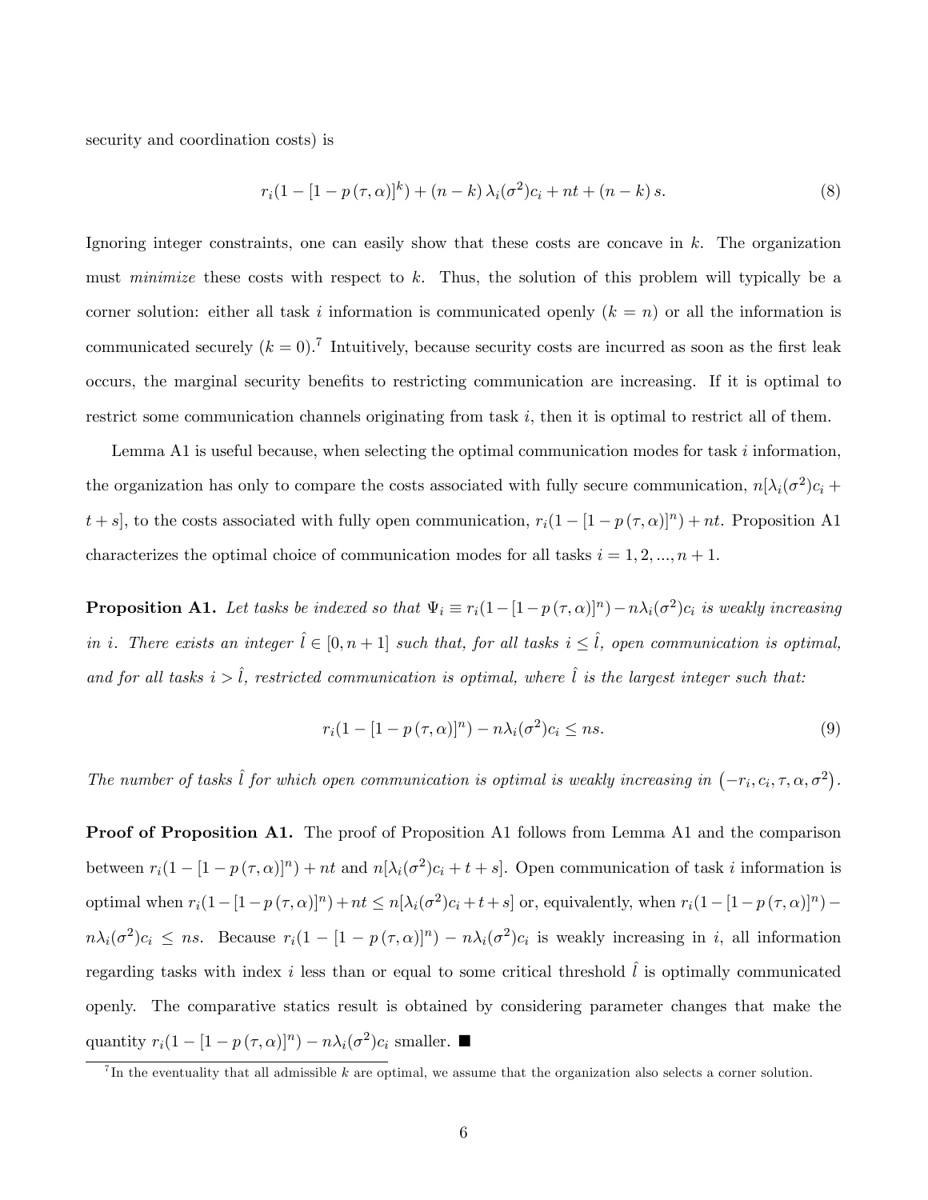security and coordination costs) is

$$r_i(1-[1-p(\tau,\alpha)]^k)+(n-k)\,\lambda_i(\sigma^2)c_i+nt+(n-k)\,s. \tag{8}$$

Ignoring integer constraints, one can easily show that these costs are concave in $k$. The organization must *minimize* these costs with respect to $k$. Thus, the solution of this problem will typically be a corner solution: either all task $i$ information is communicated openly ($k=n$) or all the information is communicated securely ($k=0$).[7] Intuitively, because security costs are incurred as soon as the first leak occurs, the marginal security benefits to restricting communication are increasing. If it is optimal to restrict some communication channels originating from task $i$, then it is optimal to restrict all of them.

Lemma A1 is useful because, when selecting the optimal communication modes for task $i$ information, the organization has only to compare the costs associated with fully secure communication, $n[\lambda_i(\sigma^2)c_i+t+s]$, to the costs associated with fully open communication, $r_i(1-[1-p(\tau,\alpha)]^n)+nt$. Proposition A1 characterizes the optimal choice of communication modes for all tasks $i=1,2,...,n+1$.

**Proposition A1.** *Let tasks be indexed so that $\Psi_i \equiv r_i(1-[1-p(\tau,\alpha)]^n)-n\lambda_i(\sigma^2)c_i$ is weakly increasing in $i$. There exists an integer $\hat{l}\in[0,n+1]$ such that, for all tasks $i\leq\hat{l}$, open communication is optimal, and for all tasks $i>\hat{l}$, restricted communication is optimal, where $\hat{l}$ is the largest integer such that:*

$$r_i(1-[1-p(\tau,\alpha)]^n)-n\lambda_i(\sigma^2)c_i\leq ns. \tag{9}$$

*The number of tasks $\hat{l}$ for which open communication is optimal is weakly increasing in $(-r_i,c_i,\tau,\alpha,\sigma^2)$.*

**Proof of Proposition A1.** The proof of Proposition A1 follows from Lemma A1 and the comparison between $r_i(1-[1-p(\tau,\alpha)]^n)+nt$ and $n[\lambda_i(\sigma^2)c_i+t+s]$. Open communication of task $i$ information is optimal when $r_i(1-[1-p(\tau,\alpha)]^n)+nt\leq n[\lambda_i(\sigma^2)c_i+t+s]$ or, equivalently, when $r_i(1-[1-p(\tau,\alpha)]^n)-n\lambda_i(\sigma^2)c_i\leq ns$. Because $r_i(1-[1-p(\tau,\alpha)]^n)-n\lambda_i(\sigma^2)c_i$ is weakly increasing in $i$, all information regarding tasks with index $i$ less than or equal to some critical threshold $\hat{l}$ is optimally communicated openly. The comparative statics result is obtained by considering parameter changes that make the quantity $r_i(1-[1-p(\tau,\alpha)]^n)-n\lambda_i(\sigma^2)c_i$ smaller. ■

[7] In the eventuality that all admissible $k$ are optimal, we assume that the organization also selects a corner solution.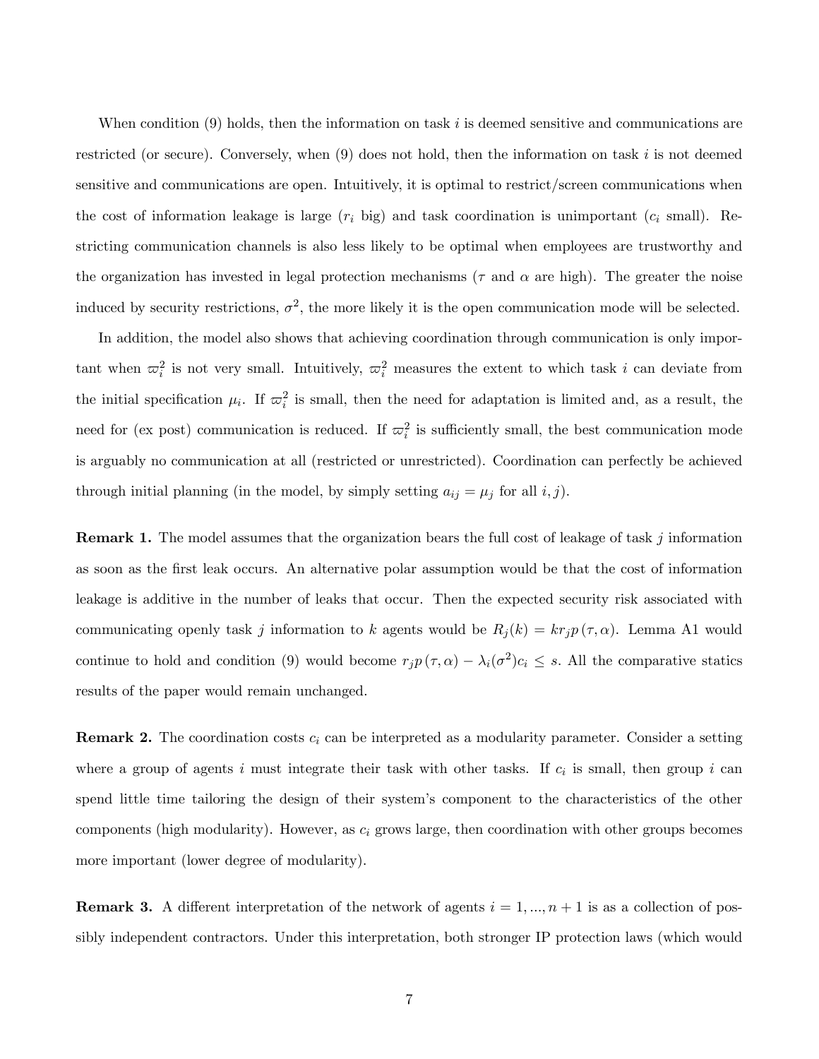When condition (9) holds, then the information on task $i$ is deemed sensitive and communications are restricted (or secure). Conversely, when (9) does not hold, then the information on task $i$ is not deemed sensitive and communications are open. Intuitively, it is optimal to restrict/screen communications when the cost of information leakage is large ($r_i$ big) and task coordination is unimportant ($c_i$ small). Restricting communication channels is also less likely to be optimal when employees are trustworthy and the organization has invested in legal protection mechanisms ($\tau$ and $\alpha$ are high). The greater the noise induced by security restrictions, $\sigma^2$, the more likely it is the open communication mode will be selected.

In addition, the model also shows that achieving coordination through communication is only important when $\varpi_i^2$ is not very small. Intuitively, $\varpi_i^2$ measures the extent to which task $i$ can deviate from the initial specification $\mu_i$. If $\varpi_i^2$ is small, then the need for adaptation is limited and, as a result, the need for (ex post) communication is reduced. If $\varpi_i^2$ is sufficiently small, the best communication mode is arguably no communication at all (restricted or unrestricted). Coordination can perfectly be achieved through initial planning (in the model, by simply setting $a_{ij} = \mu_j$ for all $i, j$).

**Remark 1.** The model assumes that the organization bears the full cost of leakage of task $j$ information as soon as the first leak occurs. An alternative polar assumption would be that the cost of information leakage is additive in the number of leaks that occur. Then the expected security risk associated with communicating openly task $j$ information to $k$ agents would be $R_j(k) = kr_jp(\tau, \alpha)$. Lemma A1 would continue to hold and condition (9) would become $r_jp(\tau, \alpha) - \lambda_i(\sigma^2)c_i \leq s$. All the comparative statics results of the paper would remain unchanged.

**Remark 2.** The coordination costs $c_i$ can be interpreted as a modularity parameter. Consider a setting where a group of agents $i$ must integrate their task with other tasks. If $c_i$ is small, then group $i$ can spend little time tailoring the design of their system's component to the characteristics of the other components (high modularity). However, as $c_i$ grows large, then coordination with other groups becomes more important (lower degree of modularity).

**Remark 3.** A different interpretation of the network of agents $i = 1, ..., n+1$ is as a collection of possibly independent contractors. Under this interpretation, both stronger IP protection laws (which would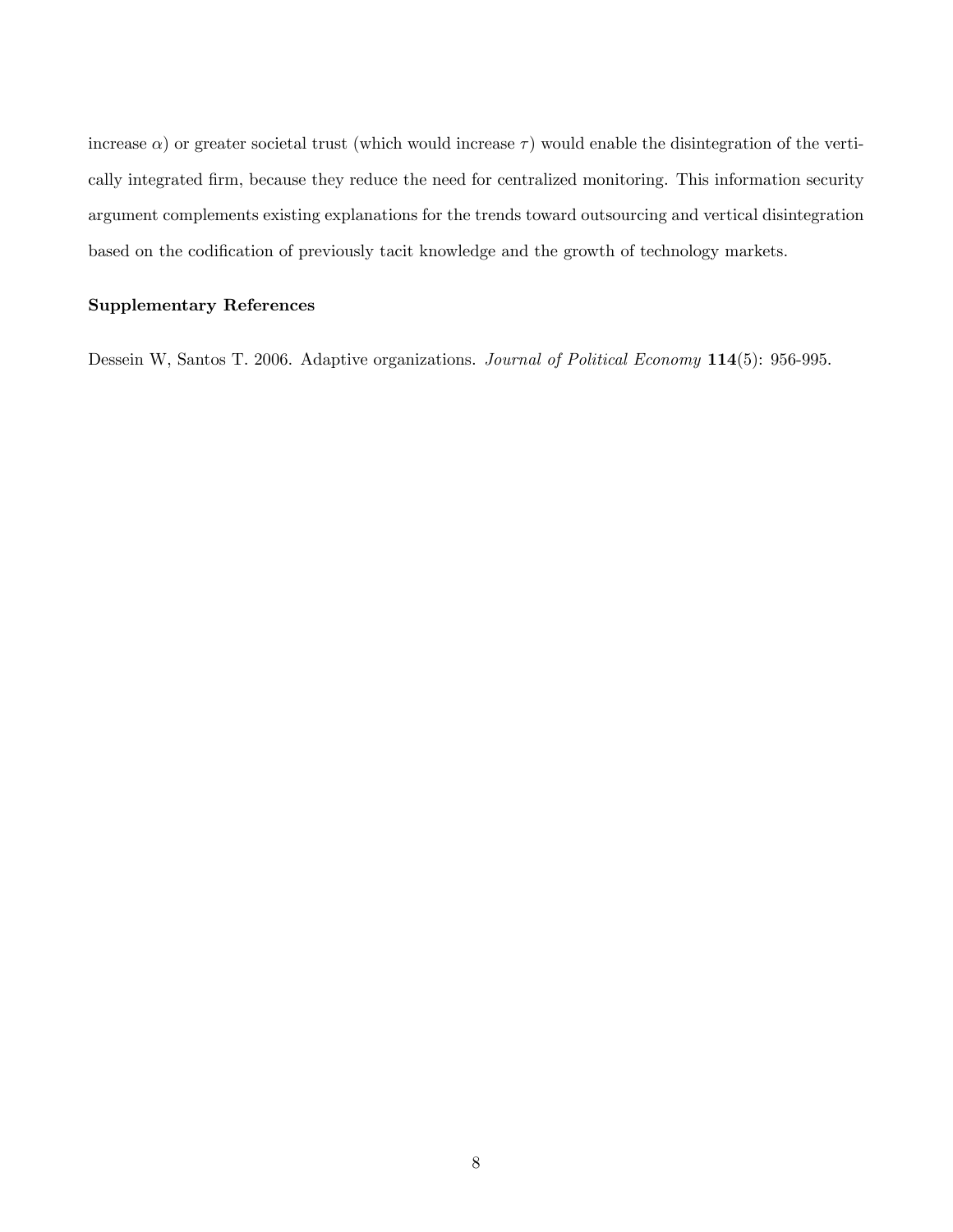increase $\alpha$) or greater societal trust (which would increase $\tau$) would enable the disintegration of the vertically integrated firm, because they reduce the need for centralized monitoring. This information security argument complements existing explanations for the trends toward outsourcing and vertical disintegration based on the codification of previously tacit knowledge and the growth of technology markets.

### Supplementary References

Dessein W, Santos T. 2006. Adaptive organizations. *Journal of Political Economy* **114**(5): 956-995.